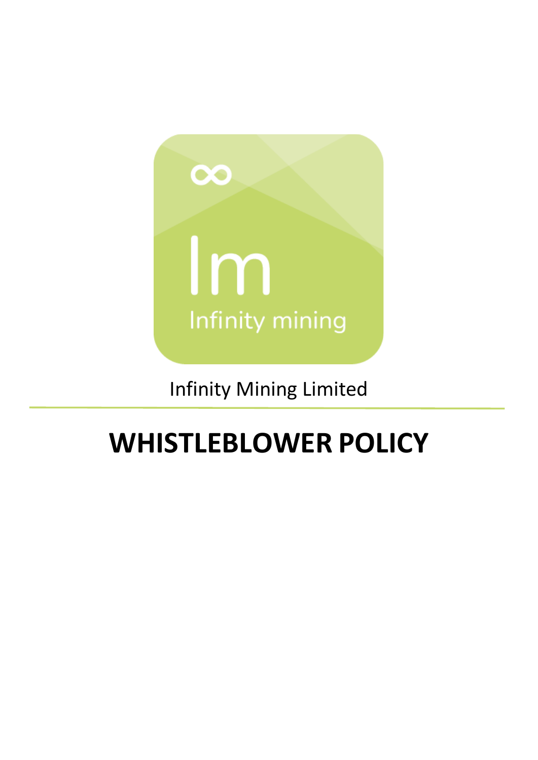Infinity Mining Limited

# WHISTLEBLOWER POLICY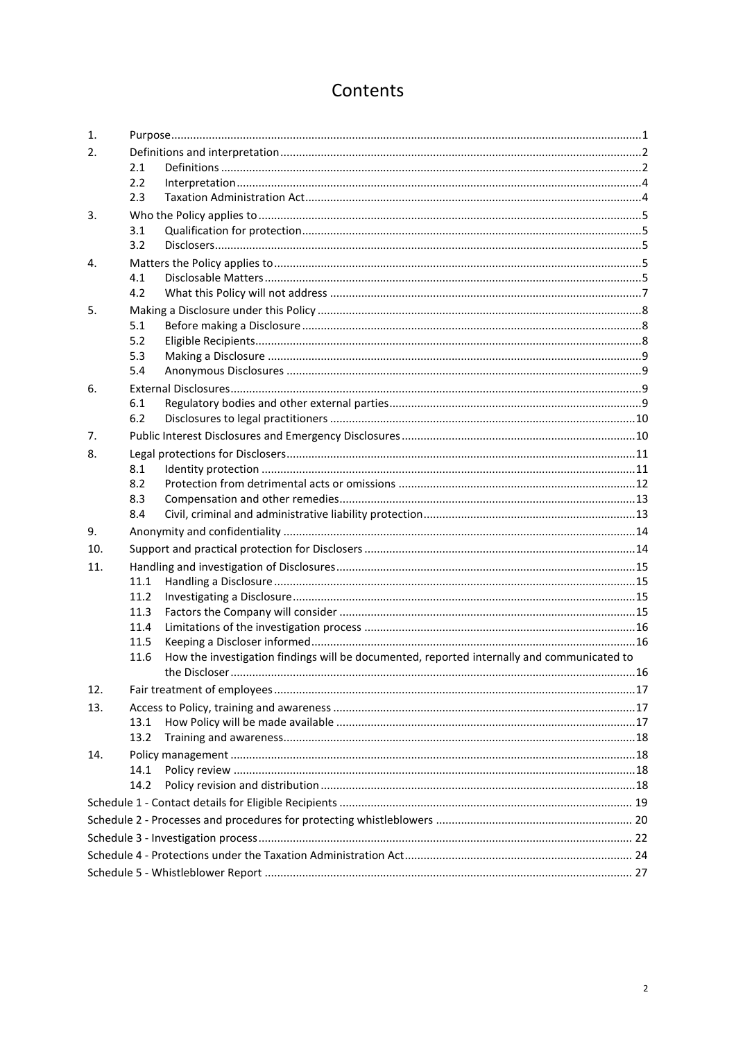# Contents

1. Purpose ... 1
2. Definitions and interpretation ... 2
   - 2.1 Definitions ... 2
   - 2.2 Interpretation ... 4
   - 2.3 Taxation Administration Act ... 4
3. Who the Policy applies to ... 5
   - 3.1 Qualification for protection ... 5
   - 3.2 Disclosers ... 5
4. Matters the Policy applies to ... 5
   - 4.1 Disclosable Matters ... 5
   - 4.2 What this Policy will not address ... 7
5. Making a Disclosure under this Policy ... 8
   - 5.1 Before making a Disclosure ... 8
   - 5.2 Eligible Recipients ... 8
   - 5.3 Making a Disclosure ... 9
   - 5.4 Anonymous Disclosures ... 9
6. External Disclosures ... 9
   - 6.1 Regulatory bodies and other external parties ... 9
   - 6.2 Disclosures to legal practitioners ... 10
7. Public Interest Disclosures and Emergency Disclosures ... 10
8. Legal protections for Disclosers ... 11
   - 8.1 Identity protection ... 11
   - 8.2 Protection from detrimental acts or omissions ... 12
   - 8.3 Compensation and other remedies ... 13
   - 8.4 Civil, criminal and administrative liability protection ... 13
9. Anonymity and confidentiality ... 14
10. Support and practical protection for Disclosers ... 14
11. Handling and investigation of Disclosures ... 15
    - 11.1 Handling a Disclosure ... 15
    - 11.2 Investigating a Disclosure ... 15
    - 11.3 Factors the Company will consider ... 15
    - 11.4 Limitations of the investigation process ... 16
    - 11.5 Keeping a Discloser informed ... 16
    - 11.6 How the investigation findings will be documented, reported internally and communicated to the Discloser ... 16
12. Fair treatment of employees ... 17
13. Access to Policy, training and awareness ... 17
    - 13.1 How Policy will be made available ... 17
    - 13.2 Training and awareness ... 18
14. Policy management ... 18
    - 14.1 Policy review ... 18
    - 14.2 Policy revision and distribution ... 18

Schedule 1 - Contact details for Eligible Recipients ... 19

Schedule 2 - Processes and procedures for protecting whistleblowers ... 20

Schedule 3 - Investigation process ... 22

Schedule 4 - Protections under the Taxation Administration Act ... 24

Schedule 5 - Whistleblower Report ... 27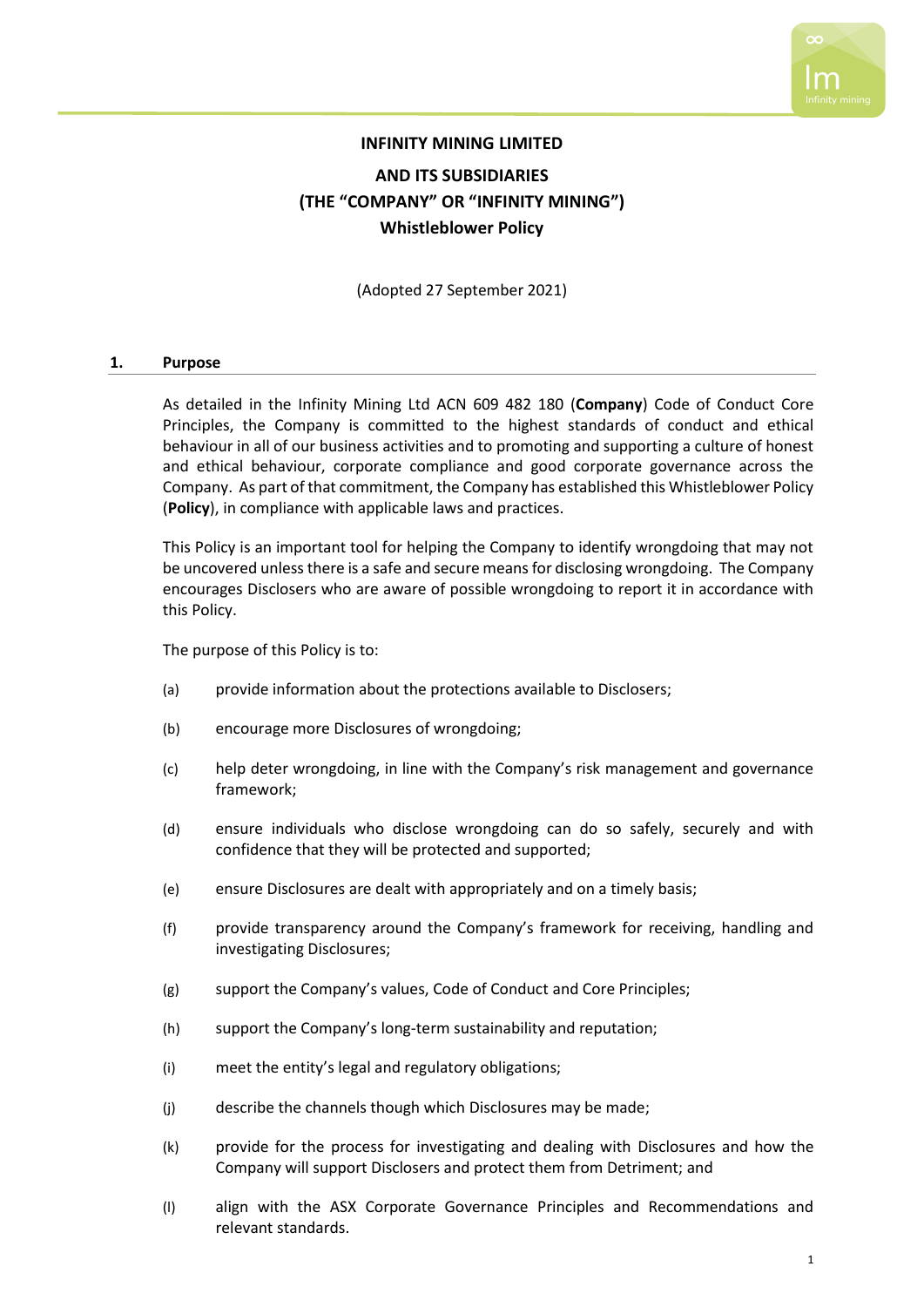**INFINITY MINING LIMITED**

**AND ITS SUBSIDIARIES**

**(THE "COMPANY" OR "INFINITY MINING")**

**Whistleblower Policy**

(Adopted 27 September 2021)

## 1. Purpose

As detailed in the Infinity Mining Ltd ACN 609 482 180 (**Company**) Code of Conduct Core Principles, the Company is committed to the highest standards of conduct and ethical behaviour in all of our business activities and to promoting and supporting a culture of honest and ethical behaviour, corporate compliance and good corporate governance across the Company. As part of that commitment, the Company has established this Whistleblower Policy (**Policy**), in compliance with applicable laws and practices.

This Policy is an important tool for helping the Company to identify wrongdoing that may not be uncovered unless there is a safe and secure means for disclosing wrongdoing. The Company encourages Disclosers who are aware of possible wrongdoing to report it in accordance with this Policy.

The purpose of this Policy is to:

(a) provide information about the protections available to Disclosers;

(b) encourage more Disclosures of wrongdoing;

(c) help deter wrongdoing, in line with the Company's risk management and governance framework;

(d) ensure individuals who disclose wrongdoing can do so safely, securely and with confidence that they will be protected and supported;

(e) ensure Disclosures are dealt with appropriately and on a timely basis;

(f) provide transparency around the Company's framework for receiving, handling and investigating Disclosures;

(g) support the Company's values, Code of Conduct and Core Principles;

(h) support the Company's long-term sustainability and reputation;

(i) meet the entity's legal and regulatory obligations;

(j) describe the channels though which Disclosures may be made;

(k) provide for the process for investigating and dealing with Disclosures and how the Company will support Disclosers and protect them from Detriment; and

(l) align with the ASX Corporate Governance Principles and Recommendations and relevant standards.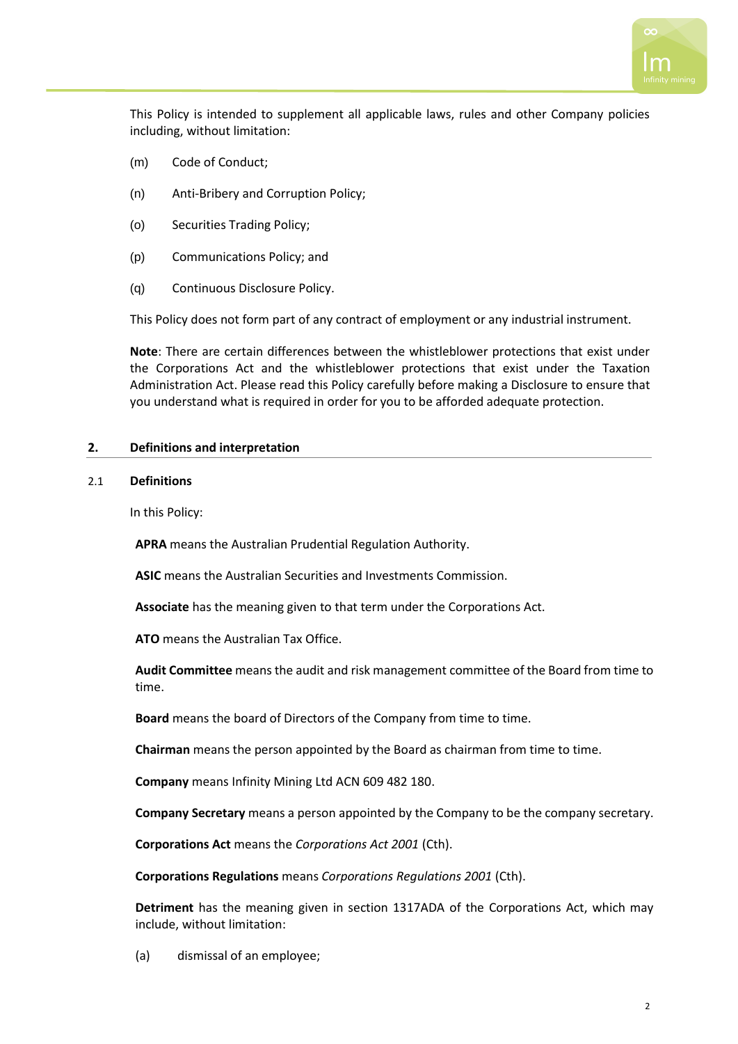This Policy is intended to supplement all applicable laws, rules and other Company policies including, without limitation:

(m) Code of Conduct;

(n) Anti-Bribery and Corruption Policy;

(o) Securities Trading Policy;

(p) Communications Policy; and

(q) Continuous Disclosure Policy.

This Policy does not form part of any contract of employment or any industrial instrument.

**Note**: There are certain differences between the whistleblower protections that exist under the Corporations Act and the whistleblower protections that exist under the Taxation Administration Act. Please read this Policy carefully before making a Disclosure to ensure that you understand what is required in order for you to be afforded adequate protection.

## 2. Definitions and interpretation

### 2.1 Definitions

In this Policy:

**APRA** means the Australian Prudential Regulation Authority.

**ASIC** means the Australian Securities and Investments Commission.

**Associate** has the meaning given to that term under the Corporations Act.

**ATO** means the Australian Tax Office.

**Audit Committee** means the audit and risk management committee of the Board from time to time.

**Board** means the board of Directors of the Company from time to time.

**Chairman** means the person appointed by the Board as chairman from time to time.

**Company** means Infinity Mining Ltd ACN 609 482 180.

**Company Secretary** means a person appointed by the Company to be the company secretary.

**Corporations Act** means the *Corporations Act 2001* (Cth).

**Corporations Regulations** means *Corporations Regulations 2001* (Cth).

**Detriment** has the meaning given in section 1317ADA of the Corporations Act, which may include, without limitation:

(a) dismissal of an employee;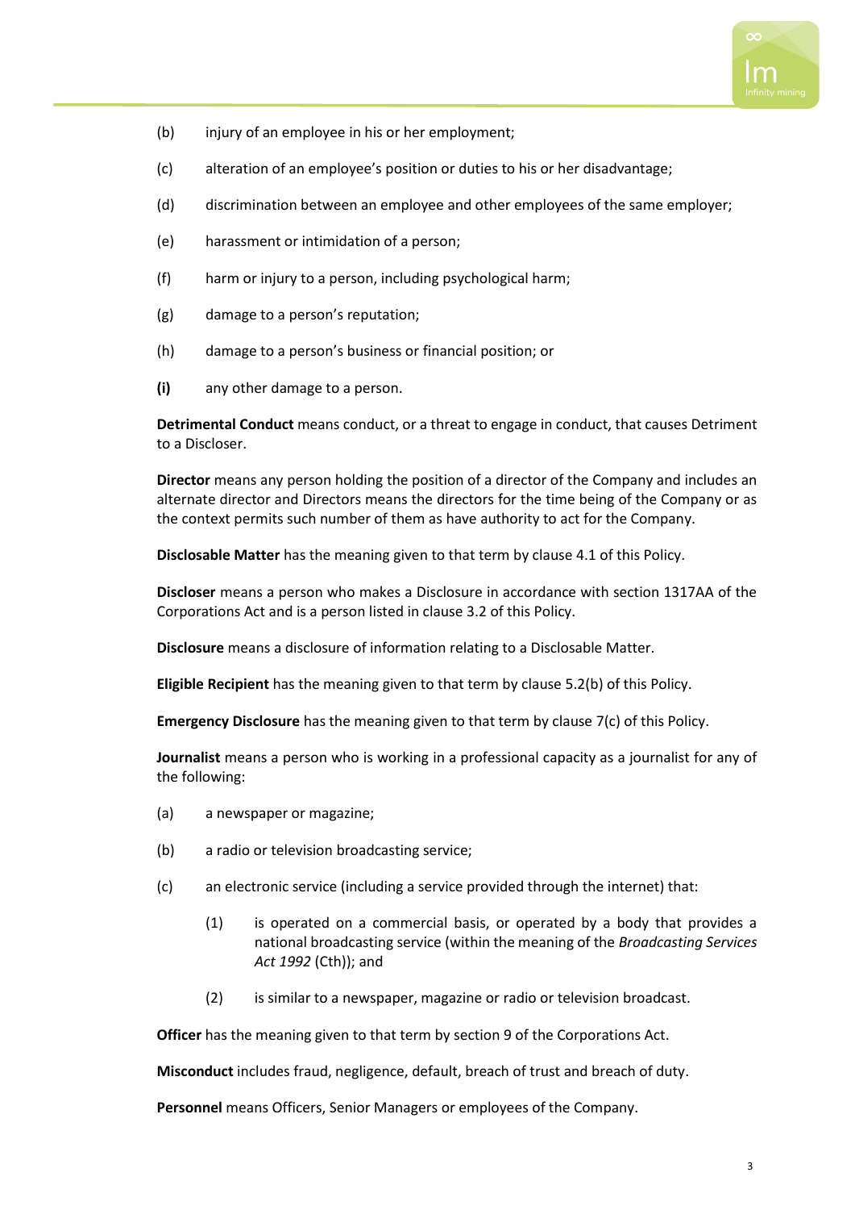(b) injury of an employee in his or her employment;

(c) alteration of an employee's position or duties to his or her disadvantage;

(d) discrimination between an employee and other employees of the same employer;

(e) harassment or intimidation of a person;

(f) harm or injury to a person, including psychological harm;

(g) damage to a person's reputation;

(h) damage to a person's business or financial position; or

**(i)** any other damage to a person.

**Detrimental Conduct** means conduct, or a threat to engage in conduct, that causes Detriment to a Discloser.

**Director** means any person holding the position of a director of the Company and includes an alternate director and Directors means the directors for the time being of the Company or as the context permits such number of them as have authority to act for the Company.

**Disclosable Matter** has the meaning given to that term by clause 4.1 of this Policy.

**Discloser** means a person who makes a Disclosure in accordance with section 1317AA of the Corporations Act and is a person listed in clause 3.2 of this Policy.

**Disclosure** means a disclosure of information relating to a Disclosable Matter.

**Eligible Recipient** has the meaning given to that term by clause 5.2(b) of this Policy.

**Emergency Disclosure** has the meaning given to that term by clause 7(c) of this Policy.

**Journalist** means a person who is working in a professional capacity as a journalist for any of the following:

(a) a newspaper or magazine;

(b) a radio or television broadcasting service;

(c) an electronic service (including a service provided through the internet) that:

  (1) is operated on a commercial basis, or operated by a body that provides a national broadcasting service (within the meaning of the *Broadcasting Services Act 1992* (Cth)); and

  (2) is similar to a newspaper, magazine or radio or television broadcast.

**Officer** has the meaning given to that term by section 9 of the Corporations Act.

**Misconduct** includes fraud, negligence, default, breach of trust and breach of duty.

**Personnel** means Officers, Senior Managers or employees of the Company.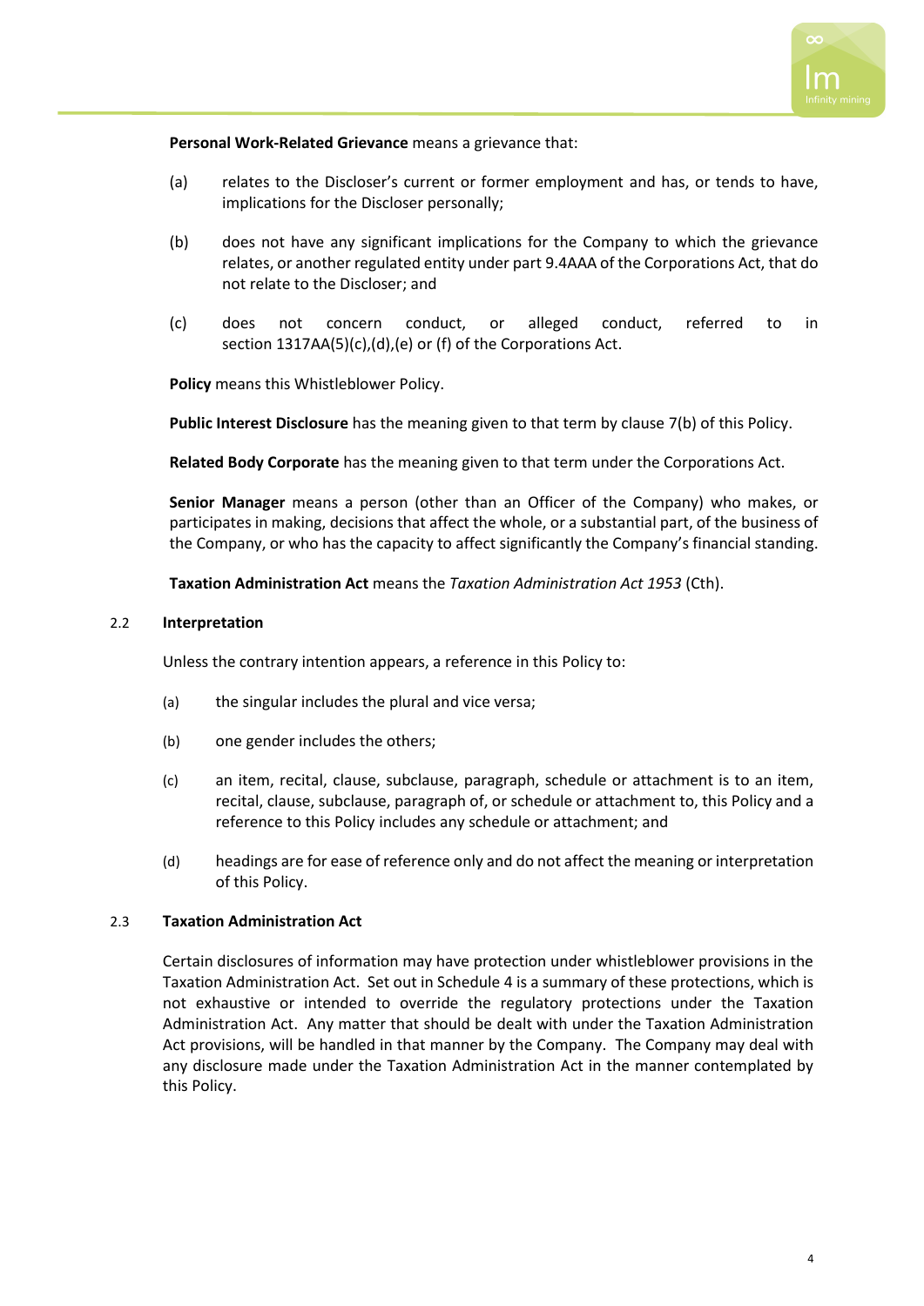**Personal Work-Related Grievance** means a grievance that:

(a) relates to the Discloser's current or former employment and has, or tends to have, implications for the Discloser personally;

(b) does not have any significant implications for the Company to which the grievance relates, or another regulated entity under part 9.4AAA of the Corporations Act, that do not relate to the Discloser; and

(c) does not concern conduct, or alleged conduct, referred to in section 1317AA(5)(c),(d),(e) or (f) of the Corporations Act.

**Policy** means this Whistleblower Policy.

**Public Interest Disclosure** has the meaning given to that term by clause 7(b) of this Policy.

**Related Body Corporate** has the meaning given to that term under the Corporations Act.

**Senior Manager** means a person (other than an Officer of the Company) who makes, or participates in making, decisions that affect the whole, or a substantial part, of the business of the Company, or who has the capacity to affect significantly the Company's financial standing.

**Taxation Administration Act** means the *Taxation Administration Act 1953* (Cth).

### 2.2 Interpretation

Unless the contrary intention appears, a reference in this Policy to:

(a) the singular includes the plural and vice versa;

(b) one gender includes the others;

(c) an item, recital, clause, subclause, paragraph, schedule or attachment is to an item, recital, clause, subclause, paragraph of, or schedule or attachment to, this Policy and a reference to this Policy includes any schedule or attachment; and

(d) headings are for ease of reference only and do not affect the meaning or interpretation of this Policy.

### 2.3 Taxation Administration Act

Certain disclosures of information may have protection under whistleblower provisions in the Taxation Administration Act. Set out in Schedule 4 is a summary of these protections, which is not exhaustive or intended to override the regulatory protections under the Taxation Administration Act. Any matter that should be dealt with under the Taxation Administration Act provisions, will be handled in that manner by the Company. The Company may deal with any disclosure made under the Taxation Administration Act in the manner contemplated by this Policy.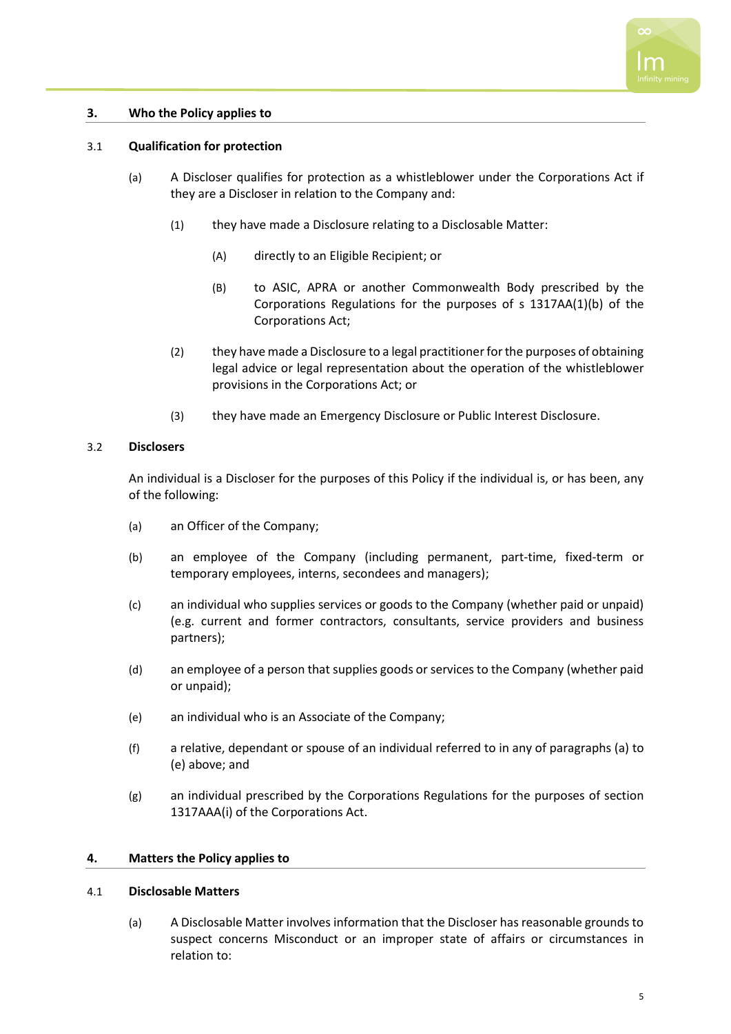## 3. Who the Policy applies to

### 3.1 Qualification for protection

(a) A Discloser qualifies for protection as a whistleblower under the Corporations Act if they are a Discloser in relation to the Company and:

(1) they have made a Disclosure relating to a Disclosable Matter:

(A) directly to an Eligible Recipient; or

(B) to ASIC, APRA or another Commonwealth Body prescribed by the Corporations Regulations for the purposes of s 1317AA(1)(b) of the Corporations Act;

(2) they have made a Disclosure to a legal practitioner for the purposes of obtaining legal advice or legal representation about the operation of the whistleblower provisions in the Corporations Act; or

(3) they have made an Emergency Disclosure or Public Interest Disclosure.

### 3.2 Disclosers

An individual is a Discloser for the purposes of this Policy if the individual is, or has been, any of the following:

(a) an Officer of the Company;

(b) an employee of the Company (including permanent, part-time, fixed-term or temporary employees, interns, secondees and managers);

(c) an individual who supplies services or goods to the Company (whether paid or unpaid) (e.g. current and former contractors, consultants, service providers and business partners);

(d) an employee of a person that supplies goods or services to the Company (whether paid or unpaid);

(e) an individual who is an Associate of the Company;

(f) a relative, dependant or spouse of an individual referred to in any of paragraphs (a) to (e) above; and

(g) an individual prescribed by the Corporations Regulations for the purposes of section 1317AAA(i) of the Corporations Act.

## 4. Matters the Policy applies to

### 4.1 Disclosable Matters

(a) A Disclosable Matter involves information that the Discloser has reasonable grounds to suspect concerns Misconduct or an improper state of affairs or circumstances in relation to: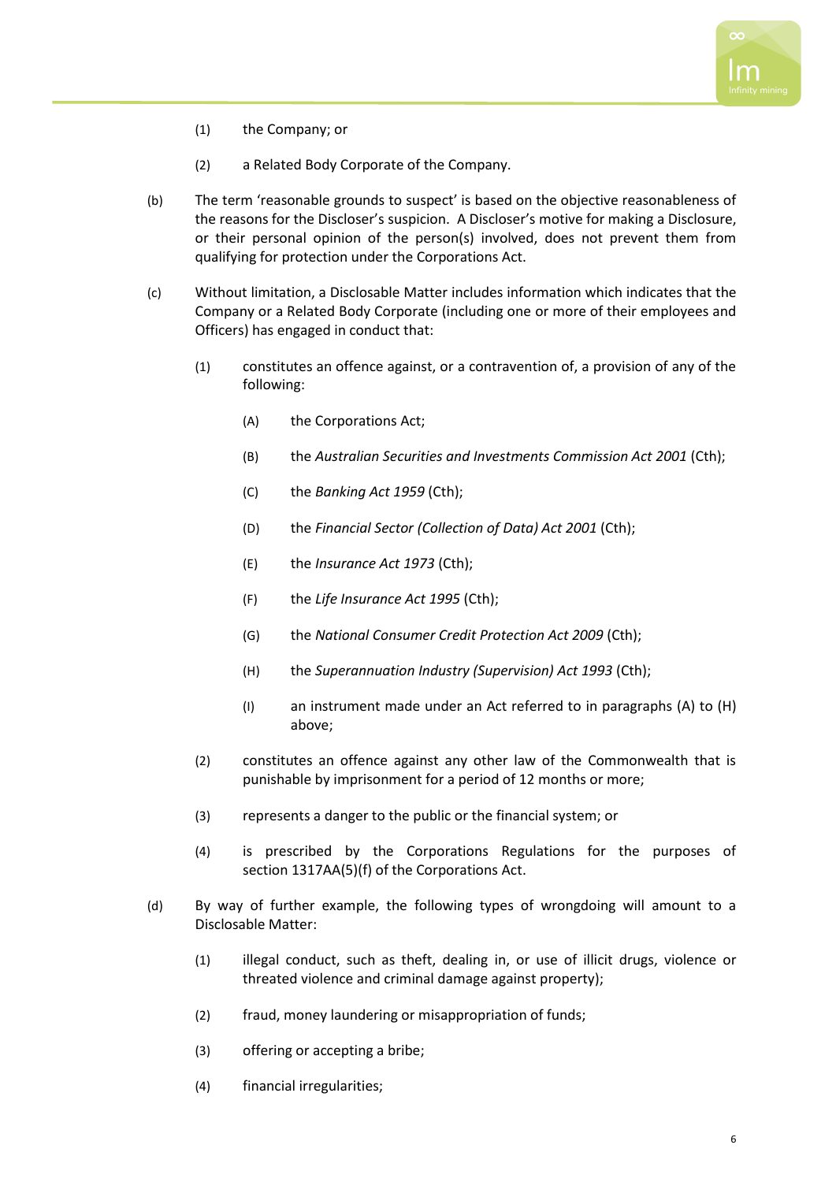(1) the Company; or

(2) a Related Body Corporate of the Company.

(b) The term 'reasonable grounds to suspect' is based on the objective reasonableness of the reasons for the Discloser's suspicion. A Discloser's motive for making a Disclosure, or their personal opinion of the person(s) involved, does not prevent them from qualifying for protection under the Corporations Act.

(c) Without limitation, a Disclosable Matter includes information which indicates that the Company or a Related Body Corporate (including one or more of their employees and Officers) has engaged in conduct that:

(1) constitutes an offence against, or a contravention of, a provision of any of the following:

(A) the Corporations Act;

(B) the *Australian Securities and Investments Commission Act 2001* (Cth);

(C) the *Banking Act 1959* (Cth);

(D) the *Financial Sector (Collection of Data) Act 2001* (Cth);

(E) the *Insurance Act 1973* (Cth);

(F) the *Life Insurance Act 1995* (Cth);

(G) the *National Consumer Credit Protection Act 2009* (Cth);

(H) the *Superannuation Industry (Supervision) Act 1993* (Cth);

(I) an instrument made under an Act referred to in paragraphs (A) to (H) above;

(2) constitutes an offence against any other law of the Commonwealth that is punishable by imprisonment for a period of 12 months or more;

(3) represents a danger to the public or the financial system; or

(4) is prescribed by the Corporations Regulations for the purposes of section 1317AA(5)(f) of the Corporations Act.

(d) By way of further example, the following types of wrongdoing will amount to a Disclosable Matter:

(1) illegal conduct, such as theft, dealing in, or use of illicit drugs, violence or threated violence and criminal damage against property);

(2) fraud, money laundering or misappropriation of funds;

(3) offering or accepting a bribe;

(4) financial irregularities;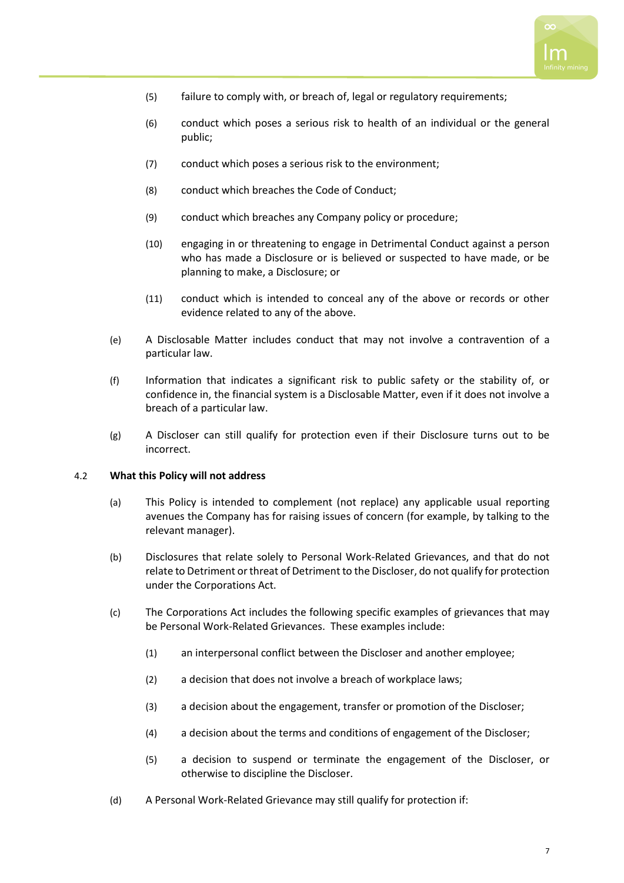(5) failure to comply with, or breach of, legal or regulatory requirements;

(6) conduct which poses a serious risk to health of an individual or the general public;

(7) conduct which poses a serious risk to the environment;

(8) conduct which breaches the Code of Conduct;

(9) conduct which breaches any Company policy or procedure;

(10) engaging in or threatening to engage in Detrimental Conduct against a person who has made a Disclosure or is believed or suspected to have made, or be planning to make, a Disclosure; or

(11) conduct which is intended to conceal any of the above or records or other evidence related to any of the above.

(e) A Disclosable Matter includes conduct that may not involve a contravention of a particular law.

(f) Information that indicates a significant risk to public safety or the stability of, or confidence in, the financial system is a Disclosable Matter, even if it does not involve a breach of a particular law.

(g) A Discloser can still qualify for protection even if their Disclosure turns out to be incorrect.

### 4.2 What this Policy will not address

(a) This Policy is intended to complement (not replace) any applicable usual reporting avenues the Company has for raising issues of concern (for example, by talking to the relevant manager).

(b) Disclosures that relate solely to Personal Work-Related Grievances, and that do not relate to Detriment or threat of Detriment to the Discloser, do not qualify for protection under the Corporations Act.

(c) The Corporations Act includes the following specific examples of grievances that may be Personal Work-Related Grievances. These examples include:

(1) an interpersonal conflict between the Discloser and another employee;

(2) a decision that does not involve a breach of workplace laws;

(3) a decision about the engagement, transfer or promotion of the Discloser;

(4) a decision about the terms and conditions of engagement of the Discloser;

(5) a decision to suspend or terminate the engagement of the Discloser, or otherwise to discipline the Discloser.

(d) A Personal Work-Related Grievance may still qualify for protection if: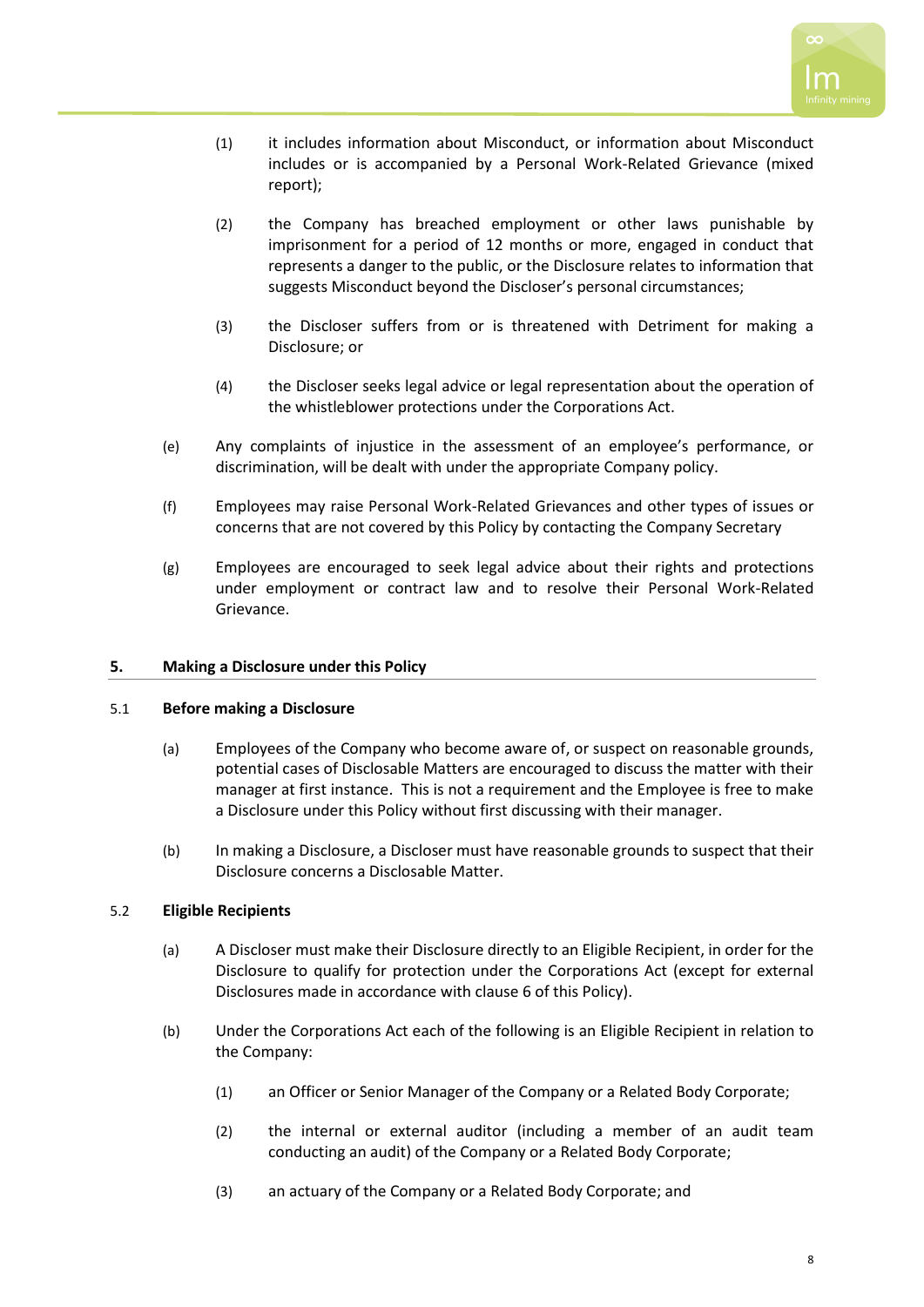(1) it includes information about Misconduct, or information about Misconduct includes or is accompanied by a Personal Work-Related Grievance (mixed report);

(2) the Company has breached employment or other laws punishable by imprisonment for a period of 12 months or more, engaged in conduct that represents a danger to the public, or the Disclosure relates to information that suggests Misconduct beyond the Discloser's personal circumstances;

(3) the Discloser suffers from or is threatened with Detriment for making a Disclosure; or

(4) the Discloser seeks legal advice or legal representation about the operation of the whistleblower protections under the Corporations Act.

(e) Any complaints of injustice in the assessment of an employee's performance, or discrimination, will be dealt with under the appropriate Company policy.

(f) Employees may raise Personal Work-Related Grievances and other types of issues or concerns that are not covered by this Policy by contacting the Company Secretary

(g) Employees are encouraged to seek legal advice about their rights and protections under employment or contract law and to resolve their Personal Work-Related Grievance.

## 5. Making a Disclosure under this Policy

### 5.1 Before making a Disclosure

(a) Employees of the Company who become aware of, or suspect on reasonable grounds, potential cases of Disclosable Matters are encouraged to discuss the matter with their manager at first instance. This is not a requirement and the Employee is free to make a Disclosure under this Policy without first discussing with their manager.

(b) In making a Disclosure, a Discloser must have reasonable grounds to suspect that their Disclosure concerns a Disclosable Matter.

### 5.2 Eligible Recipients

(a) A Discloser must make their Disclosure directly to an Eligible Recipient, in order for the Disclosure to qualify for protection under the Corporations Act (except for external Disclosures made in accordance with clause 6 of this Policy).

(b) Under the Corporations Act each of the following is an Eligible Recipient in relation to the Company:

(1) an Officer or Senior Manager of the Company or a Related Body Corporate;

(2) the internal or external auditor (including a member of an audit team conducting an audit) of the Company or a Related Body Corporate;

(3) an actuary of the Company or a Related Body Corporate; and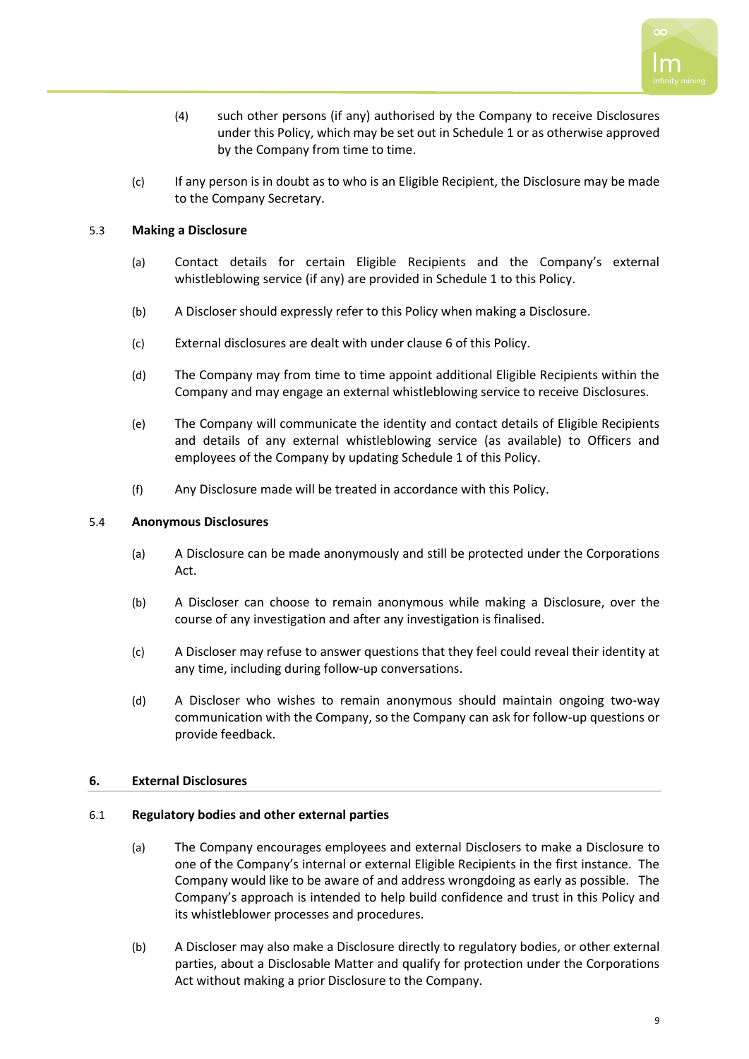(4) such other persons (if any) authorised by the Company to receive Disclosures under this Policy, which may be set out in Schedule 1 or as otherwise approved by the Company from time to time.

(c) If any person is in doubt as to who is an Eligible Recipient, the Disclosure may be made to the Company Secretary.

### 5.3 Making a Disclosure

(a) Contact details for certain Eligible Recipients and the Company's external whistleblowing service (if any) are provided in Schedule 1 to this Policy.

(b) A Discloser should expressly refer to this Policy when making a Disclosure.

(c) External disclosures are dealt with under clause 6 of this Policy.

(d) The Company may from time to time appoint additional Eligible Recipients within the Company and may engage an external whistleblowing service to receive Disclosures.

(e) The Company will communicate the identity and contact details of Eligible Recipients and details of any external whistleblowing service (as available) to Officers and employees of the Company by updating Schedule 1 of this Policy.

(f) Any Disclosure made will be treated in accordance with this Policy.

### 5.4 Anonymous Disclosures

(a) A Disclosure can be made anonymously and still be protected under the Corporations Act.

(b) A Discloser can choose to remain anonymous while making a Disclosure, over the course of any investigation and after any investigation is finalised.

(c) A Discloser may refuse to answer questions that they feel could reveal their identity at any time, including during follow-up conversations.

(d) A Discloser who wishes to remain anonymous should maintain ongoing two-way communication with the Company, so the Company can ask for follow-up questions or provide feedback.

## 6. External Disclosures

### 6.1 Regulatory bodies and other external parties

(a) The Company encourages employees and external Disclosers to make a Disclosure to one of the Company's internal or external Eligible Recipients in the first instance. The Company would like to be aware of and address wrongdoing as early as possible. The Company's approach is intended to help build confidence and trust in this Policy and its whistleblower processes and procedures.

(b) A Discloser may also make a Disclosure directly to regulatory bodies, or other external parties, about a Disclosable Matter and qualify for protection under the Corporations Act without making a prior Disclosure to the Company.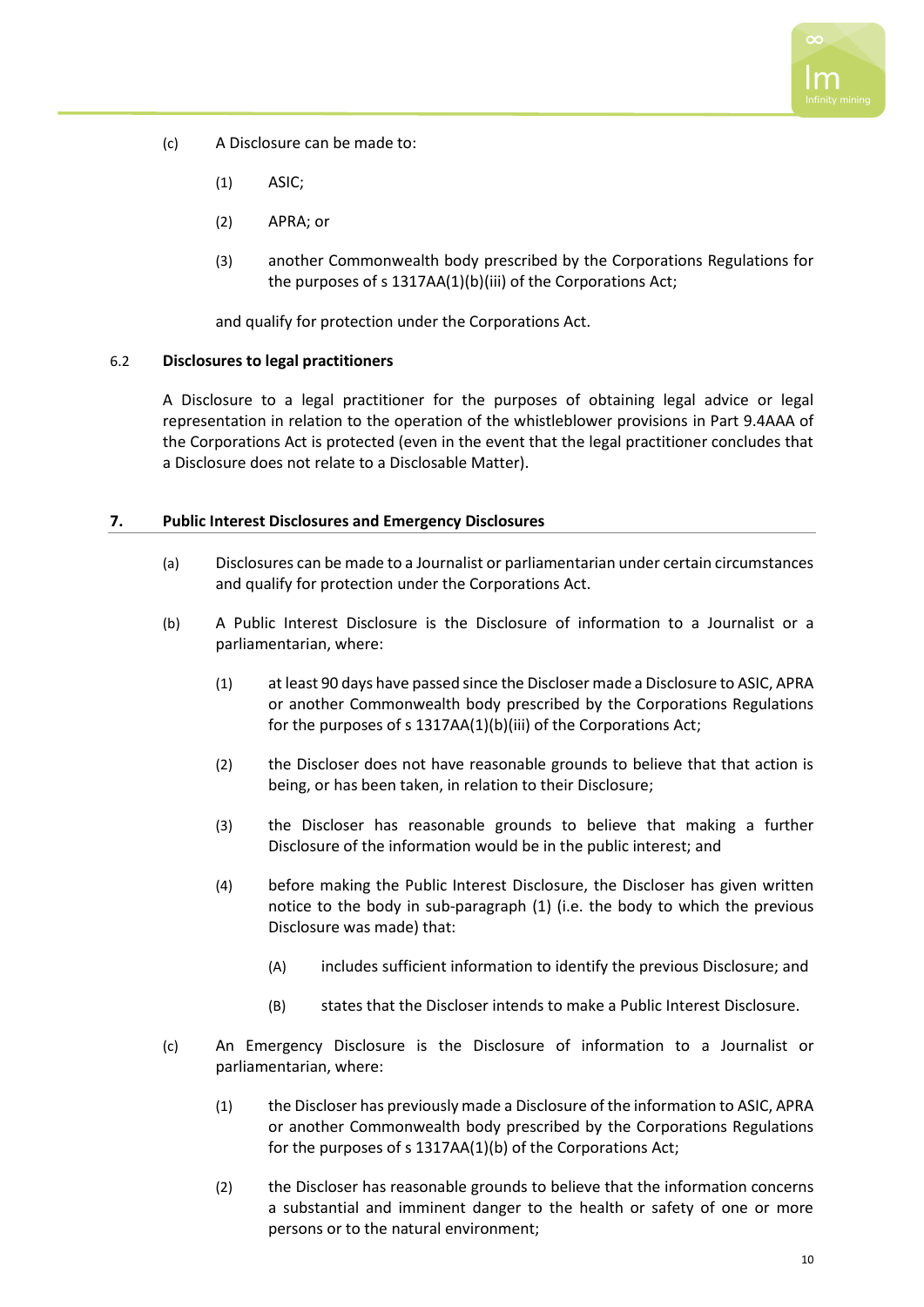(c) A Disclosure can be made to:

  (1) ASIC;

  (2) APRA; or

  (3) another Commonwealth body prescribed by the Corporations Regulations for the purposes of s 1317AA(1)(b)(iii) of the Corporations Act;

and qualify for protection under the Corporations Act.

### 6.2 Disclosures to legal practitioners

A Disclosure to a legal practitioner for the purposes of obtaining legal advice or legal representation in relation to the operation of the whistleblower provisions in Part 9.4AAA of the Corporations Act is protected (even in the event that the legal practitioner concludes that a Disclosure does not relate to a Disclosable Matter).

## 7. Public Interest Disclosures and Emergency Disclosures

(a) Disclosures can be made to a Journalist or parliamentarian under certain circumstances and qualify for protection under the Corporations Act.

(b) A Public Interest Disclosure is the Disclosure of information to a Journalist or a parliamentarian, where:

  (1) at least 90 days have passed since the Discloser made a Disclosure to ASIC, APRA or another Commonwealth body prescribed by the Corporations Regulations for the purposes of s 1317AA(1)(b)(iii) of the Corporations Act;

  (2) the Discloser does not have reasonable grounds to believe that that action is being, or has been taken, in relation to their Disclosure;

  (3) the Discloser has reasonable grounds to believe that making a further Disclosure of the information would be in the public interest; and

  (4) before making the Public Interest Disclosure, the Discloser has given written notice to the body in sub-paragraph (1) (i.e. the body to which the previous Disclosure was made) that:

    (A) includes sufficient information to identify the previous Disclosure; and

    (B) states that the Discloser intends to make a Public Interest Disclosure.

(c) An Emergency Disclosure is the Disclosure of information to a Journalist or parliamentarian, where:

  (1) the Discloser has previously made a Disclosure of the information to ASIC, APRA or another Commonwealth body prescribed by the Corporations Regulations for the purposes of s 1317AA(1)(b) of the Corporations Act;

  (2) the Discloser has reasonable grounds to believe that the information concerns a substantial and imminent danger to the health or safety of one or more persons or to the natural environment;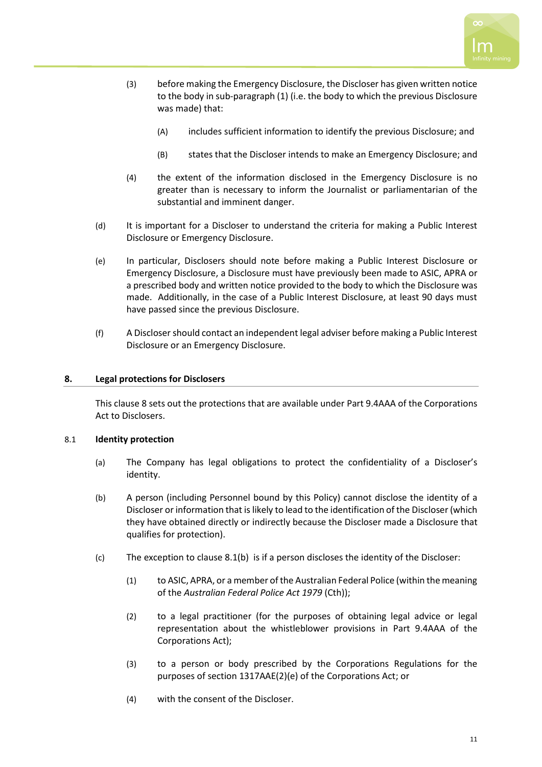(3) before making the Emergency Disclosure, the Discloser has given written notice to the body in sub-paragraph (1) (i.e. the body to which the previous Disclosure was made) that:

   (A) includes sufficient information to identify the previous Disclosure; and

   (B) states that the Discloser intends to make an Emergency Disclosure; and

(4) the extent of the information disclosed in the Emergency Disclosure is no greater than is necessary to inform the Journalist or parliamentarian of the substantial and imminent danger.

(d) It is important for a Discloser to understand the criteria for making a Public Interest Disclosure or Emergency Disclosure.

(e) In particular, Disclosers should note before making a Public Interest Disclosure or Emergency Disclosure, a Disclosure must have previously been made to ASIC, APRA or a prescribed body and written notice provided to the body to which the Disclosure was made. Additionally, in the case of a Public Interest Disclosure, at least 90 days must have passed since the previous Disclosure.

(f) A Discloser should contact an independent legal adviser before making a Public Interest Disclosure or an Emergency Disclosure.

## 8. Legal protections for Disclosers

This clause 8 sets out the protections that are available under Part 9.4AAA of the Corporations Act to Disclosers.

### 8.1 Identity protection

(a) The Company has legal obligations to protect the confidentiality of a Discloser's identity.

(b) A person (including Personnel bound by this Policy) cannot disclose the identity of a Discloser or information that is likely to lead to the identification of the Discloser (which they have obtained directly or indirectly because the Discloser made a Disclosure that qualifies for protection).

(c) The exception to clause 8.1(b) is if a person discloses the identity of the Discloser:

   (1) to ASIC, APRA, or a member of the Australian Federal Police (within the meaning of the *Australian Federal Police Act 1979* (Cth));

   (2) to a legal practitioner (for the purposes of obtaining legal advice or legal representation about the whistleblower provisions in Part 9.4AAA of the Corporations Act);

   (3) to a person or body prescribed by the Corporations Regulations for the purposes of section 1317AAE(2)(e) of the Corporations Act; or

   (4) with the consent of the Discloser.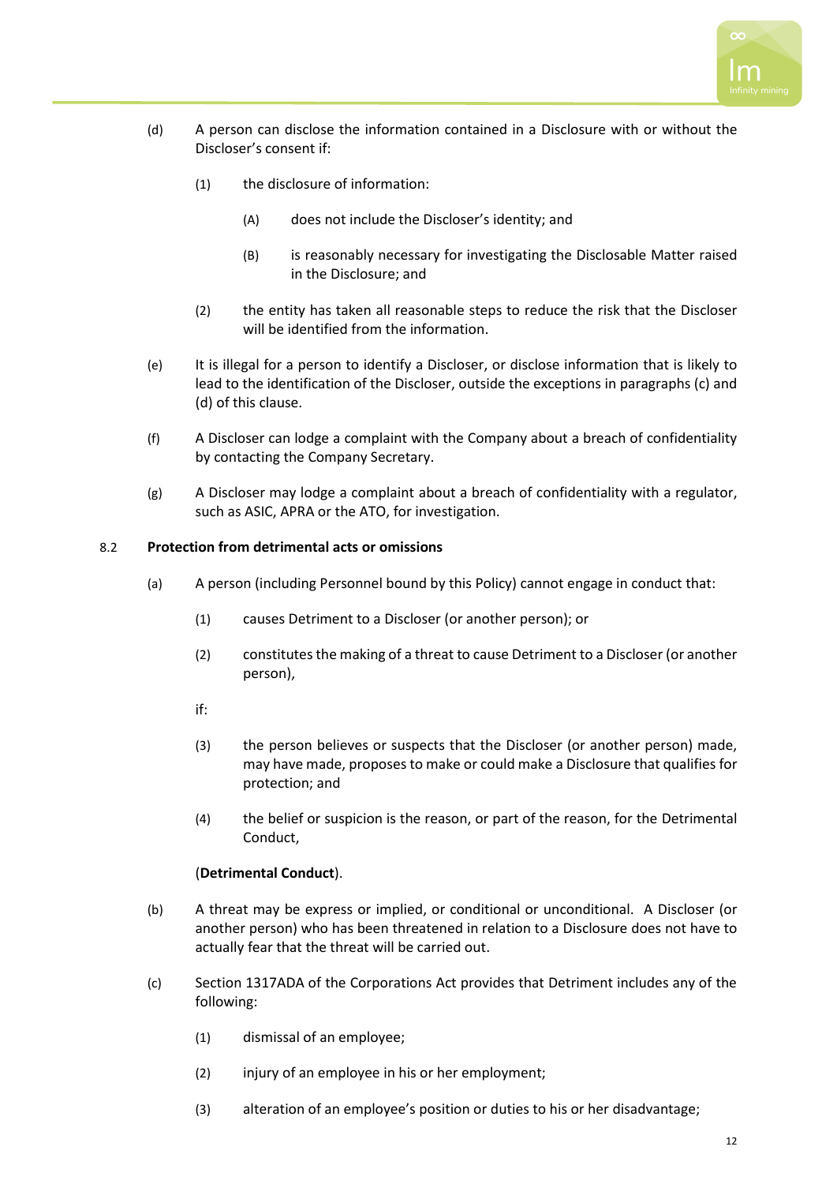(d) A person can disclose the information contained in a Disclosure with or without the Discloser's consent if:

  (1) the disclosure of information:

    (A) does not include the Discloser's identity; and

    (B) is reasonably necessary for investigating the Disclosable Matter raised in the Disclosure; and

  (2) the entity has taken all reasonable steps to reduce the risk that the Discloser will be identified from the information.

(e) It is illegal for a person to identify a Discloser, or disclose information that is likely to lead to the identification of the Discloser, outside the exceptions in paragraphs (c) and (d) of this clause.

(f) A Discloser can lodge a complaint with the Company about a breach of confidentiality by contacting the Company Secretary.

(g) A Discloser may lodge a complaint about a breach of confidentiality with a regulator, such as ASIC, APRA or the ATO, for investigation.

### 8.2 Protection from detrimental acts or omissions

(a) A person (including Personnel bound by this Policy) cannot engage in conduct that:

  (1) causes Detriment to a Discloser (or another person); or

  (2) constitutes the making of a threat to cause Detriment to a Discloser (or another person),

  if:

  (3) the person believes or suspects that the Discloser (or another person) made, may have made, proposes to make or could make a Disclosure that qualifies for protection; and

  (4) the belief or suspicion is the reason, or part of the reason, for the Detrimental Conduct,

  (**Detrimental Conduct**).

(b) A threat may be express or implied, or conditional or unconditional. A Discloser (or another person) who has been threatened in relation to a Disclosure does not have to actually fear that the threat will be carried out.

(c) Section 1317ADA of the Corporations Act provides that Detriment includes any of the following:

  (1) dismissal of an employee;

  (2) injury of an employee in his or her employment;

  (3) alteration of an employee's position or duties to his or her disadvantage;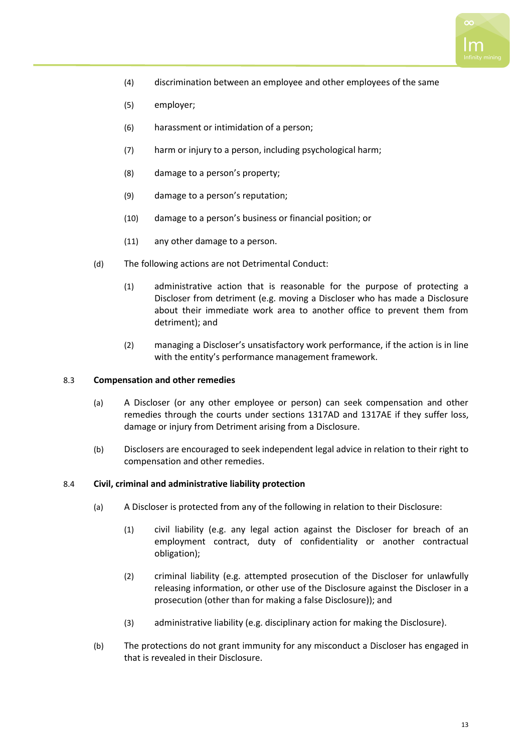(4) discrimination between an employee and other employees of the same

(5) employer;

(6) harassment or intimidation of a person;

(7) harm or injury to a person, including psychological harm;

(8) damage to a person's property;

(9) damage to a person's reputation;

(10) damage to a person's business or financial position; or

(11) any other damage to a person.

(d) The following actions are not Detrimental Conduct:

(1) administrative action that is reasonable for the purpose of protecting a Discloser from detriment (e.g. moving a Discloser who has made a Disclosure about their immediate work area to another office to prevent them from detriment); and

(2) managing a Discloser's unsatisfactory work performance, if the action is in line with the entity's performance management framework.

8.3 **Compensation and other remedies**

(a) A Discloser (or any other employee or person) can seek compensation and other remedies through the courts under sections 1317AD and 1317AE if they suffer loss, damage or injury from Detriment arising from a Disclosure.

(b) Disclosers are encouraged to seek independent legal advice in relation to their right to compensation and other remedies.

8.4 **Civil, criminal and administrative liability protection**

(a) A Discloser is protected from any of the following in relation to their Disclosure:

(1) civil liability (e.g. any legal action against the Discloser for breach of an employment contract, duty of confidentiality or another contractual obligation);

(2) criminal liability (e.g. attempted prosecution of the Discloser for unlawfully releasing information, or other use of the Disclosure against the Discloser in a prosecution (other than for making a false Disclosure)); and

(3) administrative liability (e.g. disciplinary action for making the Disclosure).

(b) The protections do not grant immunity for any misconduct a Discloser has engaged in that is revealed in their Disclosure.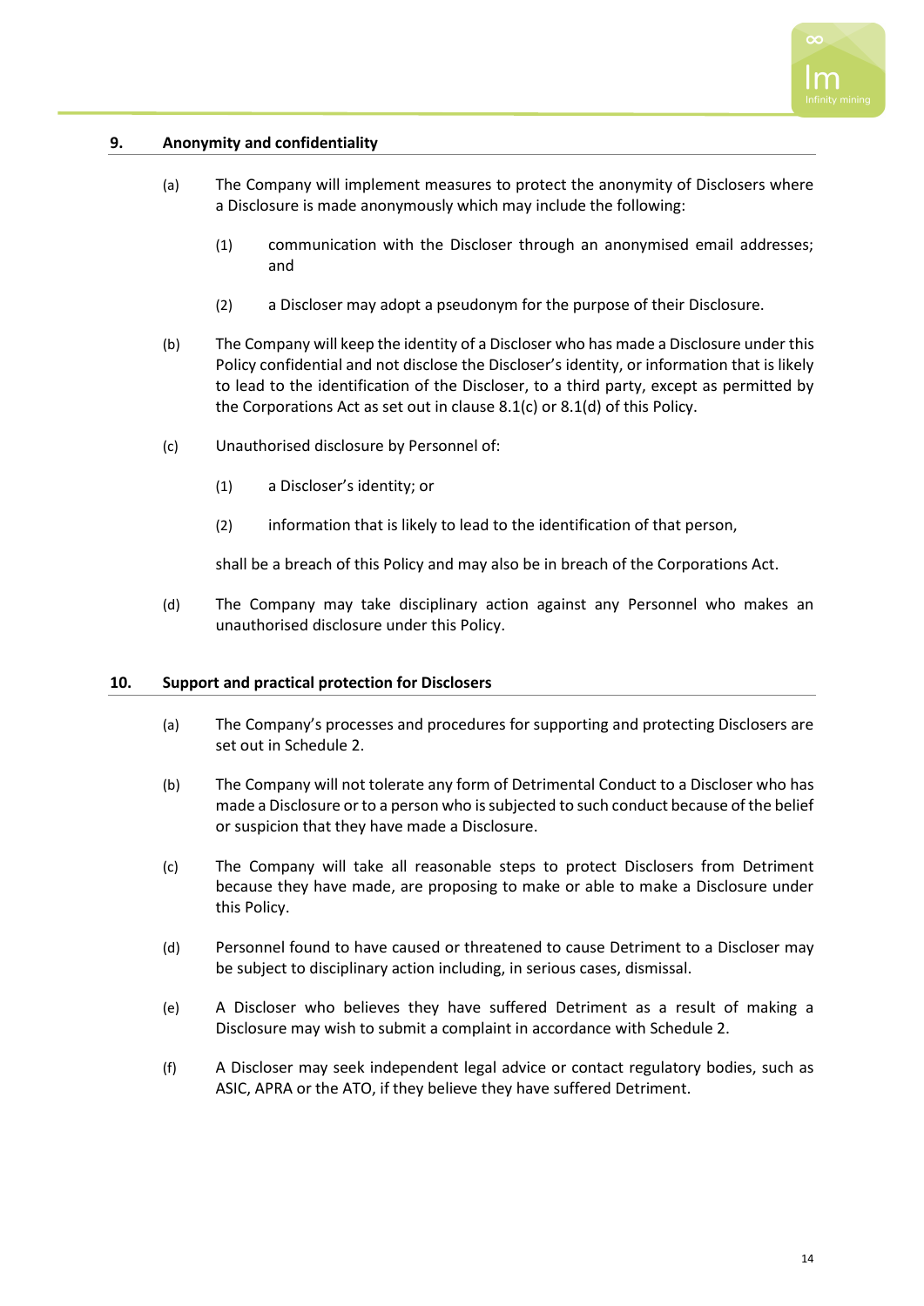## 9. Anonymity and confidentiality

(a) The Company will implement measures to protect the anonymity of Disclosers where a Disclosure is made anonymously which may include the following:

(1) communication with the Discloser through an anonymised email addresses; and

(2) a Discloser may adopt a pseudonym for the purpose of their Disclosure.

(b) The Company will keep the identity of a Discloser who has made a Disclosure under this Policy confidential and not disclose the Discloser's identity, or information that is likely to lead to the identification of the Discloser, to a third party, except as permitted by the Corporations Act as set out in clause 8.1(c) or 8.1(d) of this Policy.

(c) Unauthorised disclosure by Personnel of:

(1) a Discloser's identity; or

(2) information that is likely to lead to the identification of that person,

shall be a breach of this Policy and may also be in breach of the Corporations Act.

(d) The Company may take disciplinary action against any Personnel who makes an unauthorised disclosure under this Policy.

## 10. Support and practical protection for Disclosers

(a) The Company's processes and procedures for supporting and protecting Disclosers are set out in Schedule 2.

(b) The Company will not tolerate any form of Detrimental Conduct to a Discloser who has made a Disclosure or to a person who is subjected to such conduct because of the belief or suspicion that they have made a Disclosure.

(c) The Company will take all reasonable steps to protect Disclosers from Detriment because they have made, are proposing to make or able to make a Disclosure under this Policy.

(d) Personnel found to have caused or threatened to cause Detriment to a Discloser may be subject to disciplinary action including, in serious cases, dismissal.

(e) A Discloser who believes they have suffered Detriment as a result of making a Disclosure may wish to submit a complaint in accordance with Schedule 2.

(f) A Discloser may seek independent legal advice or contact regulatory bodies, such as ASIC, APRA or the ATO, if they believe they have suffered Detriment.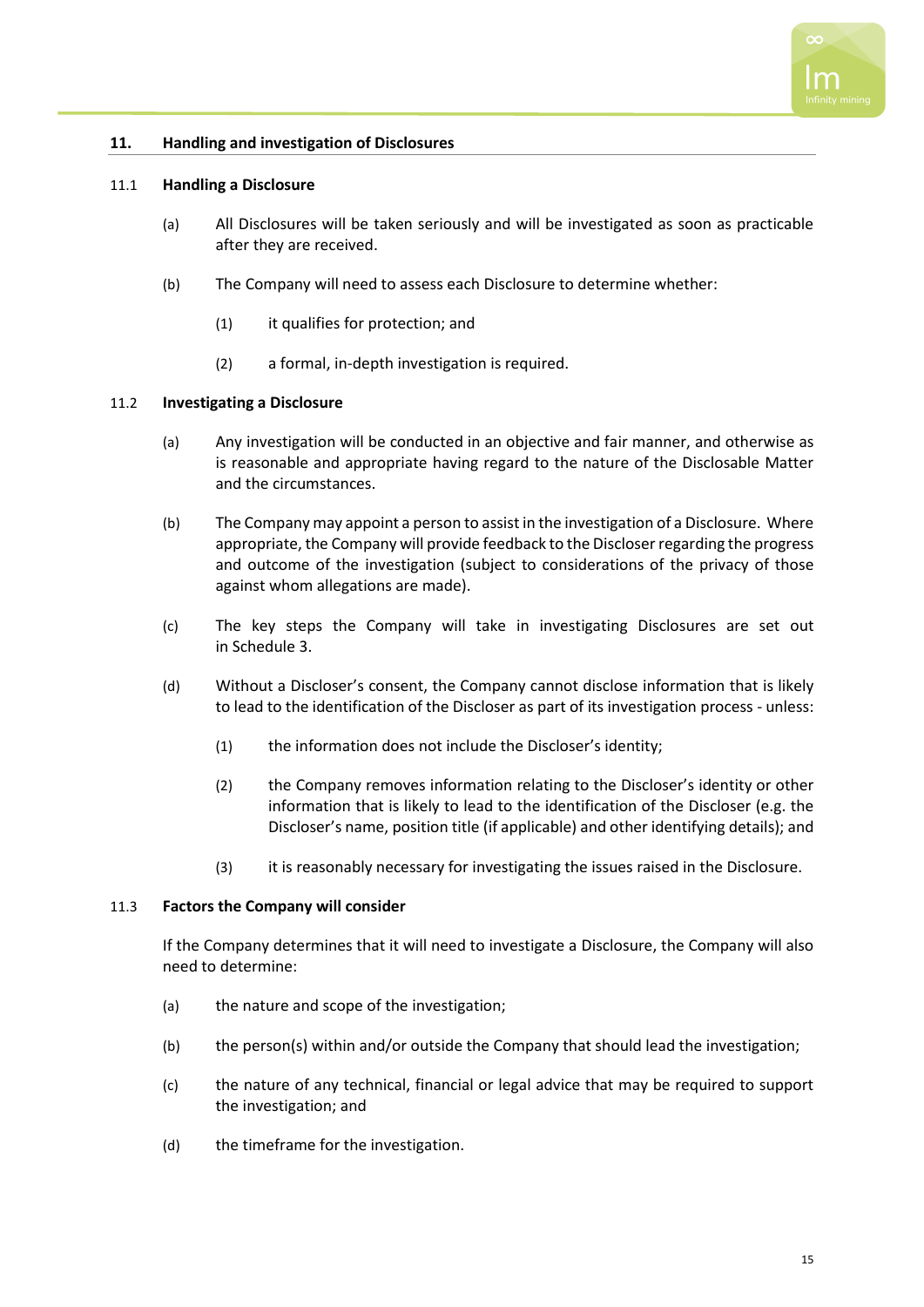## 11. Handling and investigation of Disclosures

### 11.1 Handling a Disclosure

(a) All Disclosures will be taken seriously and will be investigated as soon as practicable after they are received.

(b) The Company will need to assess each Disclosure to determine whether:

(1) it qualifies for protection; and

(2) a formal, in-depth investigation is required.

### 11.2 Investigating a Disclosure

(a) Any investigation will be conducted in an objective and fair manner, and otherwise as is reasonable and appropriate having regard to the nature of the Disclosable Matter and the circumstances.

(b) The Company may appoint a person to assist in the investigation of a Disclosure. Where appropriate, the Company will provide feedback to the Discloser regarding the progress and outcome of the investigation (subject to considerations of the privacy of those against whom allegations are made).

(c) The key steps the Company will take in investigating Disclosures are set out in Schedule 3.

(d) Without a Discloser's consent, the Company cannot disclose information that is likely to lead to the identification of the Discloser as part of its investigation process - unless:

(1) the information does not include the Discloser's identity;

(2) the Company removes information relating to the Discloser's identity or other information that is likely to lead to the identification of the Discloser (e.g. the Discloser's name, position title (if applicable) and other identifying details); and

(3) it is reasonably necessary for investigating the issues raised in the Disclosure.

### 11.3 Factors the Company will consider

If the Company determines that it will need to investigate a Disclosure, the Company will also need to determine:

(a) the nature and scope of the investigation;

(b) the person(s) within and/or outside the Company that should lead the investigation;

(c) the nature of any technical, financial or legal advice that may be required to support the investigation; and

(d) the timeframe for the investigation.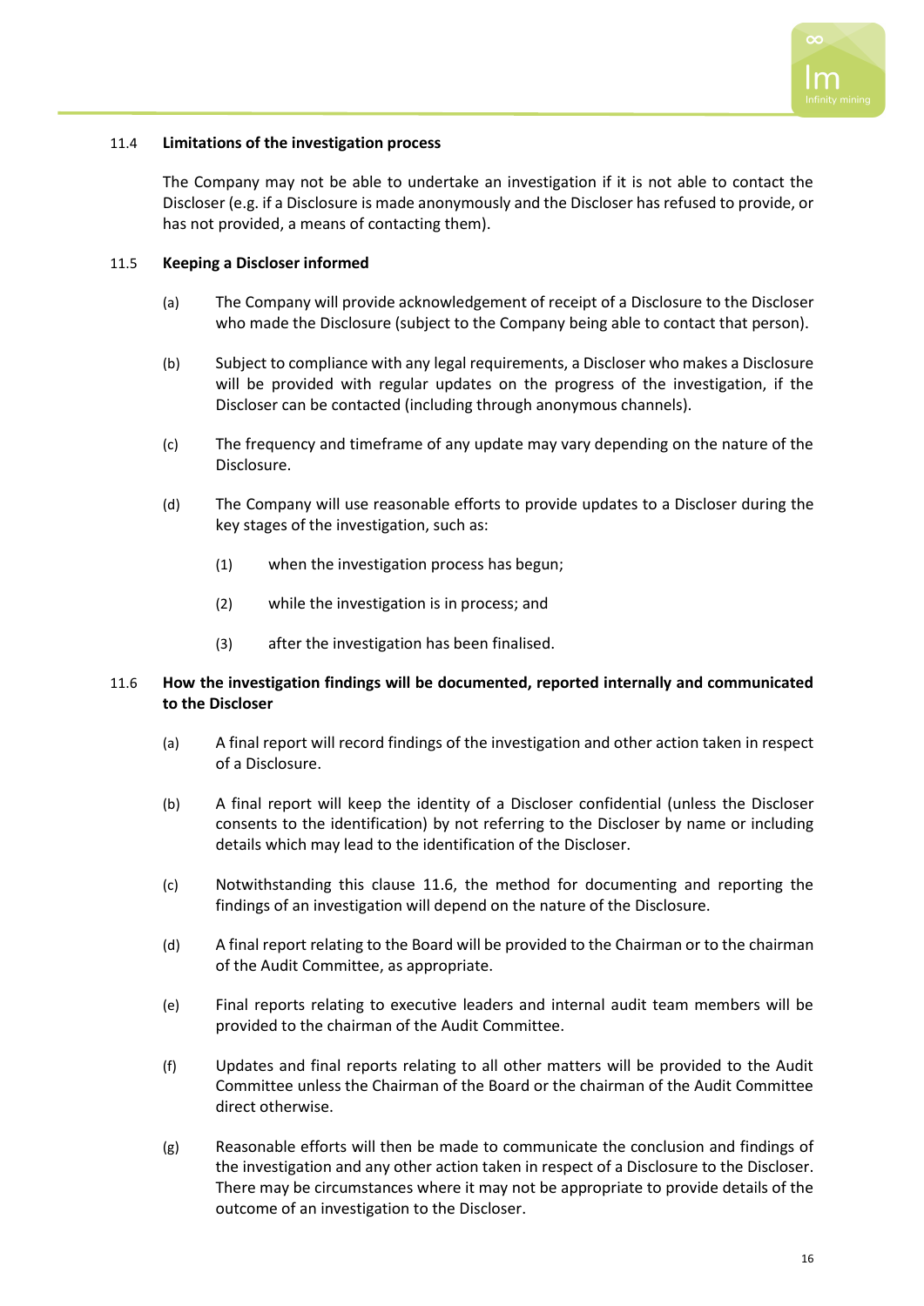### 11.4 Limitations of the investigation process

The Company may not be able to undertake an investigation if it is not able to contact the Discloser (e.g. if a Disclosure is made anonymously and the Discloser has refused to provide, or has not provided, a means of contacting them).

### 11.5 Keeping a Discloser informed

(a) The Company will provide acknowledgement of receipt of a Disclosure to the Discloser who made the Disclosure (subject to the Company being able to contact that person).

(b) Subject to compliance with any legal requirements, a Discloser who makes a Disclosure will be provided with regular updates on the progress of the investigation, if the Discloser can be contacted (including through anonymous channels).

(c) The frequency and timeframe of any update may vary depending on the nature of the Disclosure.

(d) The Company will use reasonable efforts to provide updates to a Discloser during the key stages of the investigation, such as:

(1) when the investigation process has begun;

(2) while the investigation is in process; and

(3) after the investigation has been finalised.

### 11.6 How the investigation findings will be documented, reported internally and communicated to the Discloser

(a) A final report will record findings of the investigation and other action taken in respect of a Disclosure.

(b) A final report will keep the identity of a Discloser confidential (unless the Discloser consents to the identification) by not referring to the Discloser by name or including details which may lead to the identification of the Discloser.

(c) Notwithstanding this clause 11.6, the method for documenting and reporting the findings of an investigation will depend on the nature of the Disclosure.

(d) A final report relating to the Board will be provided to the Chairman or to the chairman of the Audit Committee, as appropriate.

(e) Final reports relating to executive leaders and internal audit team members will be provided to the chairman of the Audit Committee.

(f) Updates and final reports relating to all other matters will be provided to the Audit Committee unless the Chairman of the Board or the chairman of the Audit Committee direct otherwise.

(g) Reasonable efforts will then be made to communicate the conclusion and findings of the investigation and any other action taken in respect of a Disclosure to the Discloser. There may be circumstances where it may not be appropriate to provide details of the outcome of an investigation to the Discloser.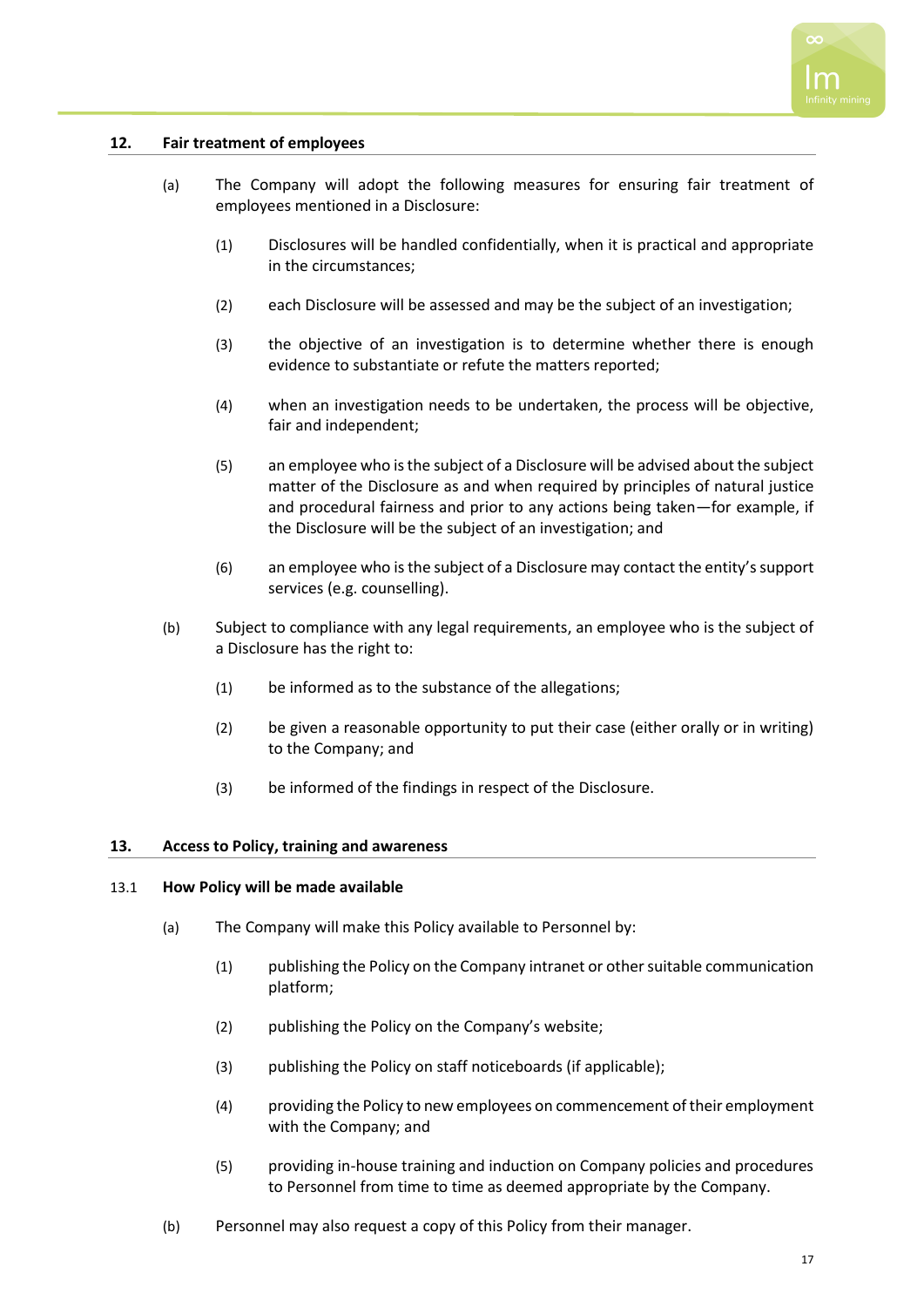## 12. Fair treatment of employees

(a) The Company will adopt the following measures for ensuring fair treatment of employees mentioned in a Disclosure:

(1) Disclosures will be handled confidentially, when it is practical and appropriate in the circumstances;

(2) each Disclosure will be assessed and may be the subject of an investigation;

(3) the objective of an investigation is to determine whether there is enough evidence to substantiate or refute the matters reported;

(4) when an investigation needs to be undertaken, the process will be objective, fair and independent;

(5) an employee who is the subject of a Disclosure will be advised about the subject matter of the Disclosure as and when required by principles of natural justice and procedural fairness and prior to any actions being taken—for example, if the Disclosure will be the subject of an investigation; and

(6) an employee who is the subject of a Disclosure may contact the entity's support services (e.g. counselling).

(b) Subject to compliance with any legal requirements, an employee who is the subject of a Disclosure has the right to:

(1) be informed as to the substance of the allegations;

(2) be given a reasonable opportunity to put their case (either orally or in writing) to the Company; and

(3) be informed of the findings in respect of the Disclosure.

## 13. Access to Policy, training and awareness

### 13.1 How Policy will be made available

(a) The Company will make this Policy available to Personnel by:

(1) publishing the Policy on the Company intranet or other suitable communication platform;

(2) publishing the Policy on the Company's website;

(3) publishing the Policy on staff noticeboards (if applicable);

(4) providing the Policy to new employees on commencement of their employment with the Company; and

(5) providing in-house training and induction on Company policies and procedures to Personnel from time to time as deemed appropriate by the Company.

(b) Personnel may also request a copy of this Policy from their manager.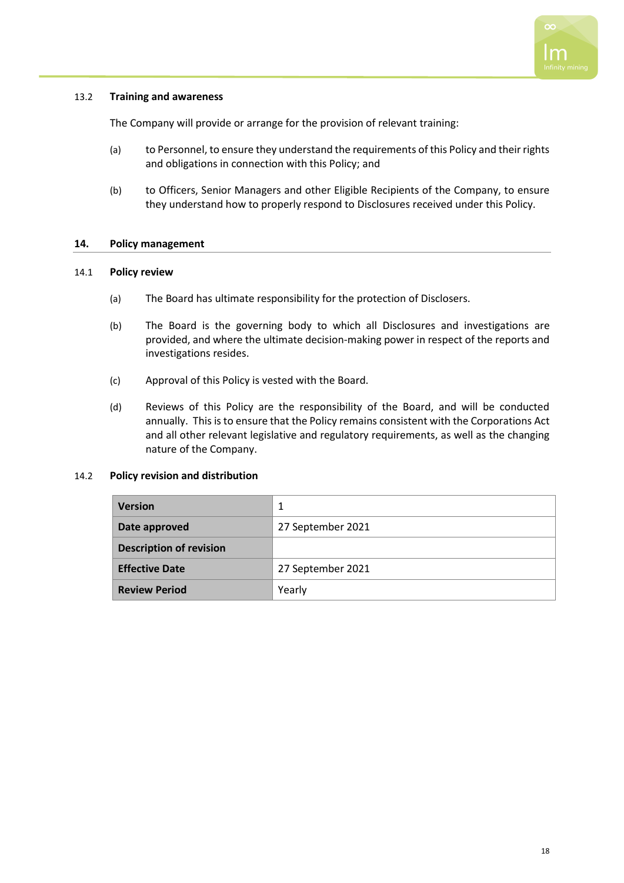### 13.2 Training and awareness

The Company will provide or arrange for the provision of relevant training:

(a) to Personnel, to ensure they understand the requirements of this Policy and their rights and obligations in connection with this Policy; and

(b) to Officers, Senior Managers and other Eligible Recipients of the Company, to ensure they understand how to properly respond to Disclosures received under this Policy.

## 14. Policy management

### 14.1 Policy review

(a) The Board has ultimate responsibility for the protection of Disclosers.

(b) The Board is the governing body to which all Disclosures and investigations are provided, and where the ultimate decision-making power in respect of the reports and investigations resides.

(c) Approval of this Policy is vested with the Board.

(d) Reviews of this Policy are the responsibility of the Board, and will be conducted annually. This is to ensure that the Policy remains consistent with the Corporations Act and all other relevant legislative and regulatory requirements, as well as the changing nature of the Company.

### 14.2 Policy revision and distribution

| **Version** | 1 |
|---|---|
| **Date approved** | 27 September 2021 |
| **Description of revision** | |
| **Effective Date** | 27 September 2021 |
| **Review Period** | Yearly |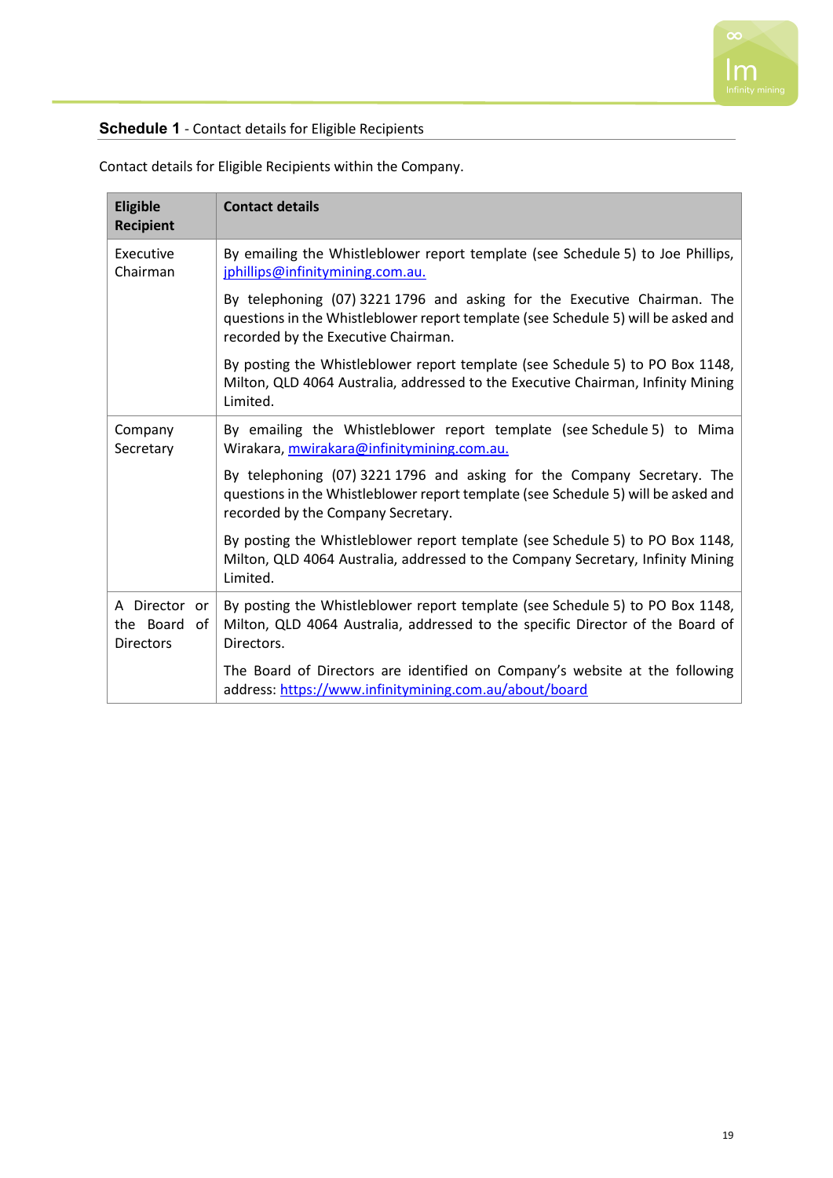## **Schedule 1** - Contact details for Eligible Recipients

Contact details for Eligible Recipients within the Company.

| **Eligible Recipient** | **Contact details** |
|---|---|
| Executive Chairman | By emailing the Whistleblower report template (see Schedule 5) to Joe Phillips, jphillips@infinitymining.com.au.<br><br>By telephoning (07) 3221 1796 and asking for the Executive Chairman. The questions in the Whistleblower report template (see Schedule 5) will be asked and recorded by the Executive Chairman.<br><br>By posting the Whistleblower report template (see Schedule 5) to PO Box 1148, Milton, QLD 4064 Australia, addressed to the Executive Chairman, Infinity Mining Limited. |
| Company Secretary | By emailing the Whistleblower report template (see Schedule 5) to Mima Wirakara, mwirakara@infinitymining.com.au.<br><br>By telephoning (07) 3221 1796 and asking for the Company Secretary. The questions in the Whistleblower report template (see Schedule 5) will be asked and recorded by the Company Secretary.<br><br>By posting the Whistleblower report template (see Schedule 5) to PO Box 1148, Milton, QLD 4064 Australia, addressed to the Company Secretary, Infinity Mining Limited. |
| A Director or the Board of Directors | By posting the Whistleblower report template (see Schedule 5) to PO Box 1148, Milton, QLD 4064 Australia, addressed to the specific Director of the Board of Directors.<br><br>The Board of Directors are identified on Company's website at the following address: https://www.infinitymining.com.au/about/board |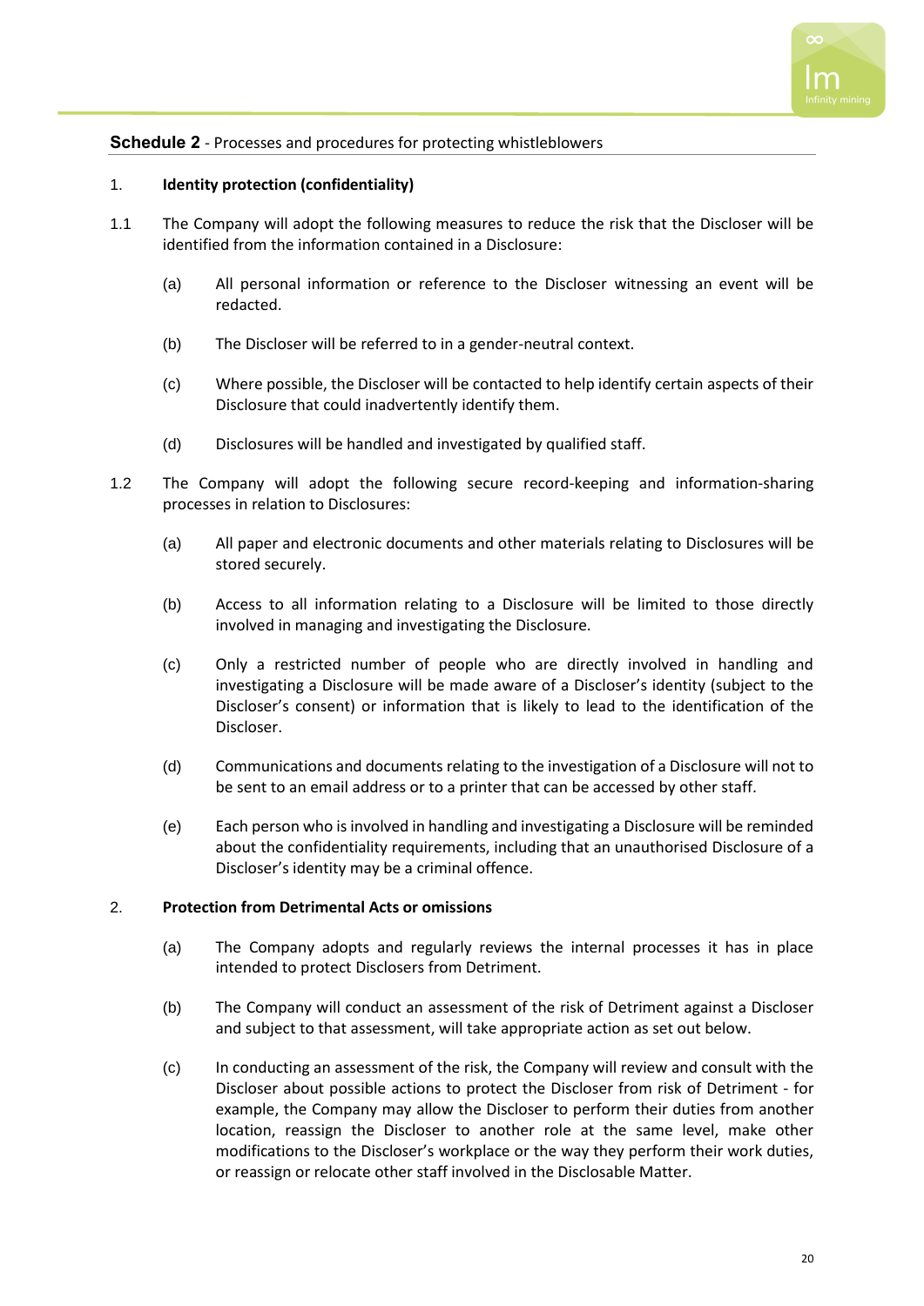**Schedule 2** - Processes and procedures for protecting whistleblowers

1. **Identity protection (confidentiality)**

1.1 The Company will adopt the following measures to reduce the risk that the Discloser will be identified from the information contained in a Disclosure:

(a) All personal information or reference to the Discloser witnessing an event will be redacted.

(b) The Discloser will be referred to in a gender-neutral context.

(c) Where possible, the Discloser will be contacted to help identify certain aspects of their Disclosure that could inadvertently identify them.

(d) Disclosures will be handled and investigated by qualified staff.

1.2 The Company will adopt the following secure record-keeping and information-sharing processes in relation to Disclosures:

(a) All paper and electronic documents and other materials relating to Disclosures will be stored securely.

(b) Access to all information relating to a Disclosure will be limited to those directly involved in managing and investigating the Disclosure.

(c) Only a restricted number of people who are directly involved in handling and investigating a Disclosure will be made aware of a Discloser's identity (subject to the Discloser's consent) or information that is likely to lead to the identification of the Discloser.

(d) Communications and documents relating to the investigation of a Disclosure will not to be sent to an email address or to a printer that can be accessed by other staff.

(e) Each person who is involved in handling and investigating a Disclosure will be reminded about the confidentiality requirements, including that an unauthorised Disclosure of a Discloser's identity may be a criminal offence.

2. **Protection from Detrimental Acts or omissions**

(a) The Company adopts and regularly reviews the internal processes it has in place intended to protect Disclosers from Detriment.

(b) The Company will conduct an assessment of the risk of Detriment against a Discloser and subject to that assessment, will take appropriate action as set out below.

(c) In conducting an assessment of the risk, the Company will review and consult with the Discloser about possible actions to protect the Discloser from risk of Detriment - for example, the Company may allow the Discloser to perform their duties from another location, reassign the Discloser to another role at the same level, make other modifications to the Discloser's workplace or the way they perform their work duties, or reassign or relocate other staff involved in the Disclosable Matter.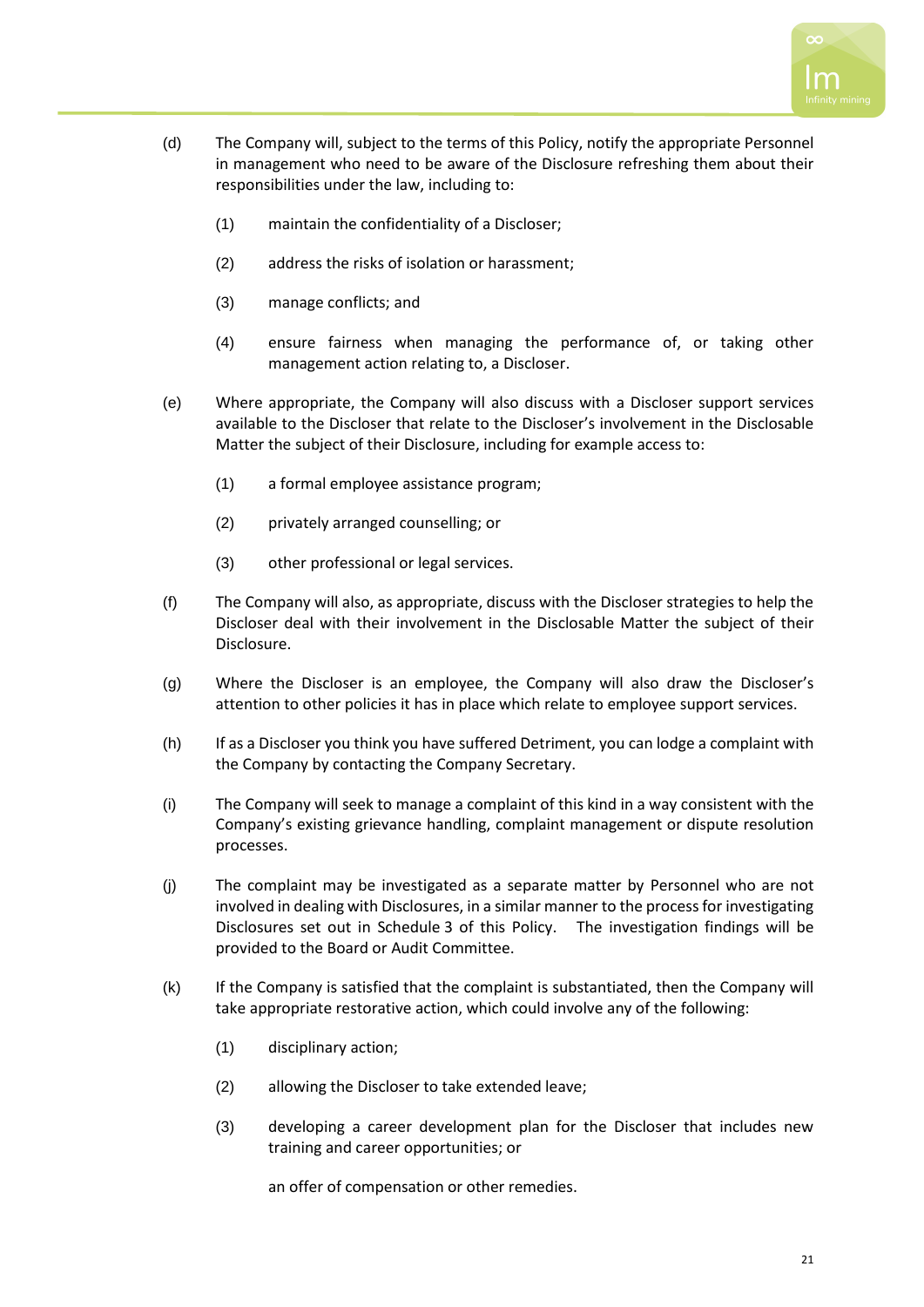(d) The Company will, subject to the terms of this Policy, notify the appropriate Personnel in management who need to be aware of the Disclosure refreshing them about their responsibilities under the law, including to:

  (1) maintain the confidentiality of a Discloser;

  (2) address the risks of isolation or harassment;

  (3) manage conflicts; and

  (4) ensure fairness when managing the performance of, or taking other management action relating to, a Discloser.

(e) Where appropriate, the Company will also discuss with a Discloser support services available to the Discloser that relate to the Discloser's involvement in the Disclosable Matter the subject of their Disclosure, including for example access to:

  (1) a formal employee assistance program;

  (2) privately arranged counselling; or

  (3) other professional or legal services.

(f) The Company will also, as appropriate, discuss with the Discloser strategies to help the Discloser deal with their involvement in the Disclosable Matter the subject of their Disclosure.

(g) Where the Discloser is an employee, the Company will also draw the Discloser's attention to other policies it has in place which relate to employee support services.

(h) If as a Discloser you think you have suffered Detriment, you can lodge a complaint with the Company by contacting the Company Secretary.

(i) The Company will seek to manage a complaint of this kind in a way consistent with the Company's existing grievance handling, complaint management or dispute resolution processes.

(j) The complaint may be investigated as a separate matter by Personnel who are not involved in dealing with Disclosures, in a similar manner to the process for investigating Disclosures set out in Schedule 3 of this Policy. The investigation findings will be provided to the Board or Audit Committee.

(k) If the Company is satisfied that the complaint is substantiated, then the Company will take appropriate restorative action, which could involve any of the following:

  (1) disciplinary action;

  (2) allowing the Discloser to take extended leave;

  (3) developing a career development plan for the Discloser that includes new training and career opportunities; or

  an offer of compensation or other remedies.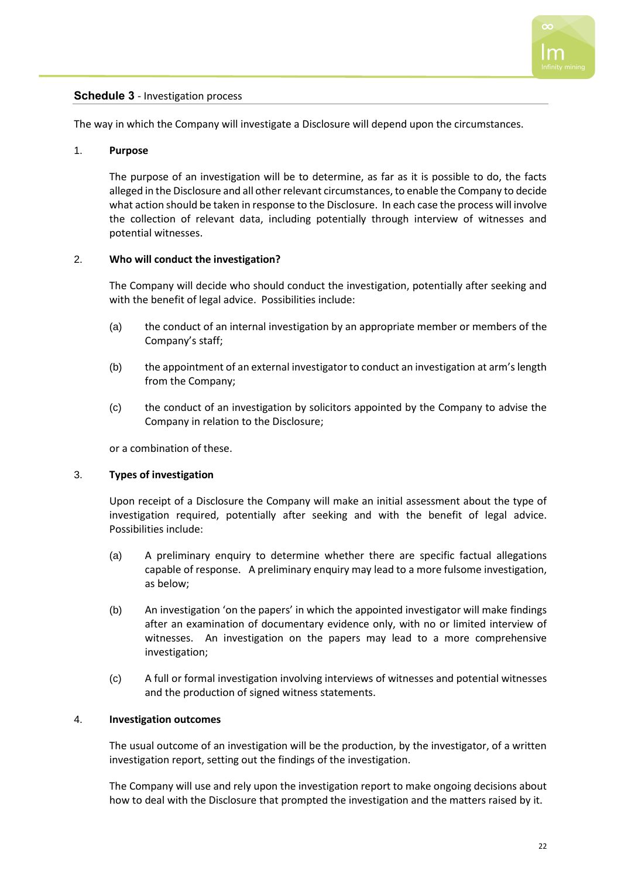## **Schedule 3** - Investigation process

The way in which the Company will investigate a Disclosure will depend upon the circumstances.

1. **Purpose**

   The purpose of an investigation will be to determine, as far as it is possible to do, the facts alleged in the Disclosure and all other relevant circumstances, to enable the Company to decide what action should be taken in response to the Disclosure. In each case the process will involve the collection of relevant data, including potentially through interview of witnesses and potential witnesses.

2. **Who will conduct the investigation?**

   The Company will decide who should conduct the investigation, potentially after seeking and with the benefit of legal advice. Possibilities include:

   (a) the conduct of an internal investigation by an appropriate member or members of the Company's staff;

   (b) the appointment of an external investigator to conduct an investigation at arm's length from the Company;

   (c) the conduct of an investigation by solicitors appointed by the Company to advise the Company in relation to the Disclosure;

   or a combination of these.

3. **Types of investigation**

   Upon receipt of a Disclosure the Company will make an initial assessment about the type of investigation required, potentially after seeking and with the benefit of legal advice. Possibilities include:

   (a) A preliminary enquiry to determine whether there are specific factual allegations capable of response. A preliminary enquiry may lead to a more fulsome investigation, as below;

   (b) An investigation 'on the papers' in which the appointed investigator will make findings after an examination of documentary evidence only, with no or limited interview of witnesses. An investigation on the papers may lead to a more comprehensive investigation;

   (c) A full or formal investigation involving interviews of witnesses and potential witnesses and the production of signed witness statements.

4. **Investigation outcomes**

   The usual outcome of an investigation will be the production, by the investigator, of a written investigation report, setting out the findings of the investigation.

   The Company will use and rely upon the investigation report to make ongoing decisions about how to deal with the Disclosure that prompted the investigation and the matters raised by it.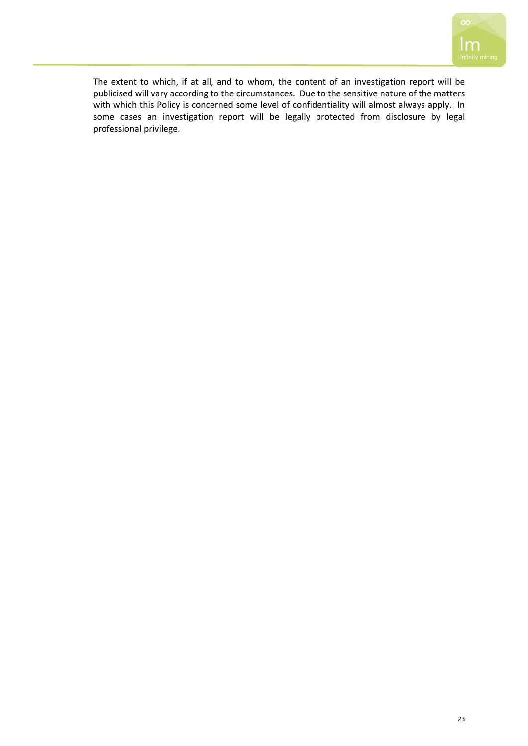The extent to which, if at all, and to whom, the content of an investigation report will be publicised will vary according to the circumstances. Due to the sensitive nature of the matters with which this Policy is concerned some level of confidentiality will almost always apply. In some cases an investigation report will be legally protected from disclosure by legal professional privilege.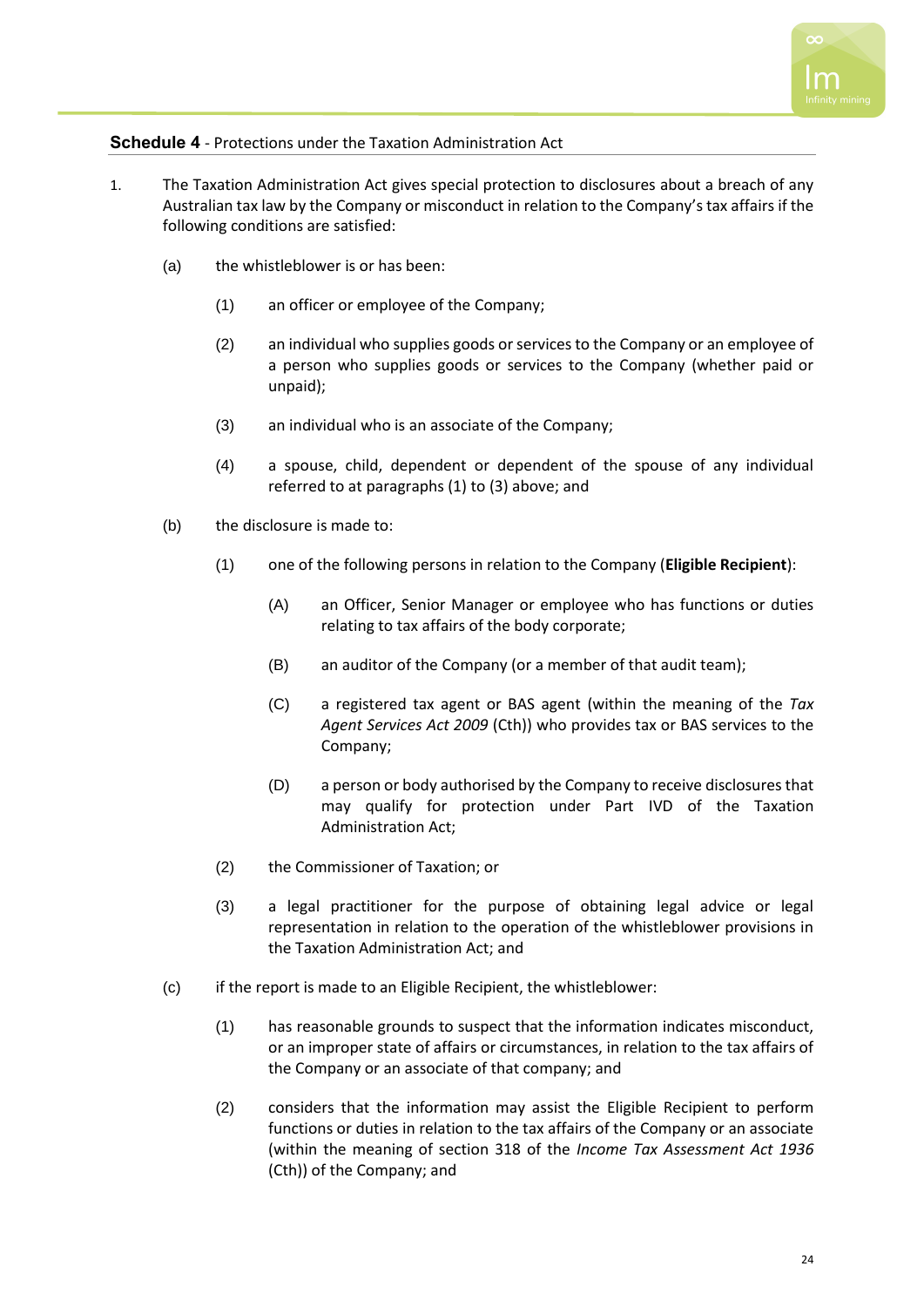**Schedule 4** - Protections under the Taxation Administration Act

1. The Taxation Administration Act gives special protection to disclosures about a breach of any Australian tax law by the Company or misconduct in relation to the Company's tax affairs if the following conditions are satisfied:

   (a) the whistleblower is or has been:

      (1) an officer or employee of the Company;

      (2) an individual who supplies goods or services to the Company or an employee of a person who supplies goods or services to the Company (whether paid or unpaid);

      (3) an individual who is an associate of the Company;

      (4) a spouse, child, dependent or dependent of the spouse of any individual referred to at paragraphs (1) to (3) above; and

   (b) the disclosure is made to:

      (1) one of the following persons in relation to the Company (**Eligible Recipient**):

         (A) an Officer, Senior Manager or employee who has functions or duties relating to tax affairs of the body corporate;

         (B) an auditor of the Company (or a member of that audit team);

         (C) a registered tax agent or BAS agent (within the meaning of the *Tax Agent Services Act 2009* (Cth)) who provides tax or BAS services to the Company;

         (D) a person or body authorised by the Company to receive disclosures that may qualify for protection under Part IVD of the Taxation Administration Act;

      (2) the Commissioner of Taxation; or

      (3) a legal practitioner for the purpose of obtaining legal advice or legal representation in relation to the operation of the whistleblower provisions in the Taxation Administration Act; and

   (c) if the report is made to an Eligible Recipient, the whistleblower:

      (1) has reasonable grounds to suspect that the information indicates misconduct, or an improper state of affairs or circumstances, in relation to the tax affairs of the Company or an associate of that company; and

      (2) considers that the information may assist the Eligible Recipient to perform functions or duties in relation to the tax affairs of the Company or an associate (within the meaning of section 318 of the *Income Tax Assessment Act 1936* (Cth)) of the Company; and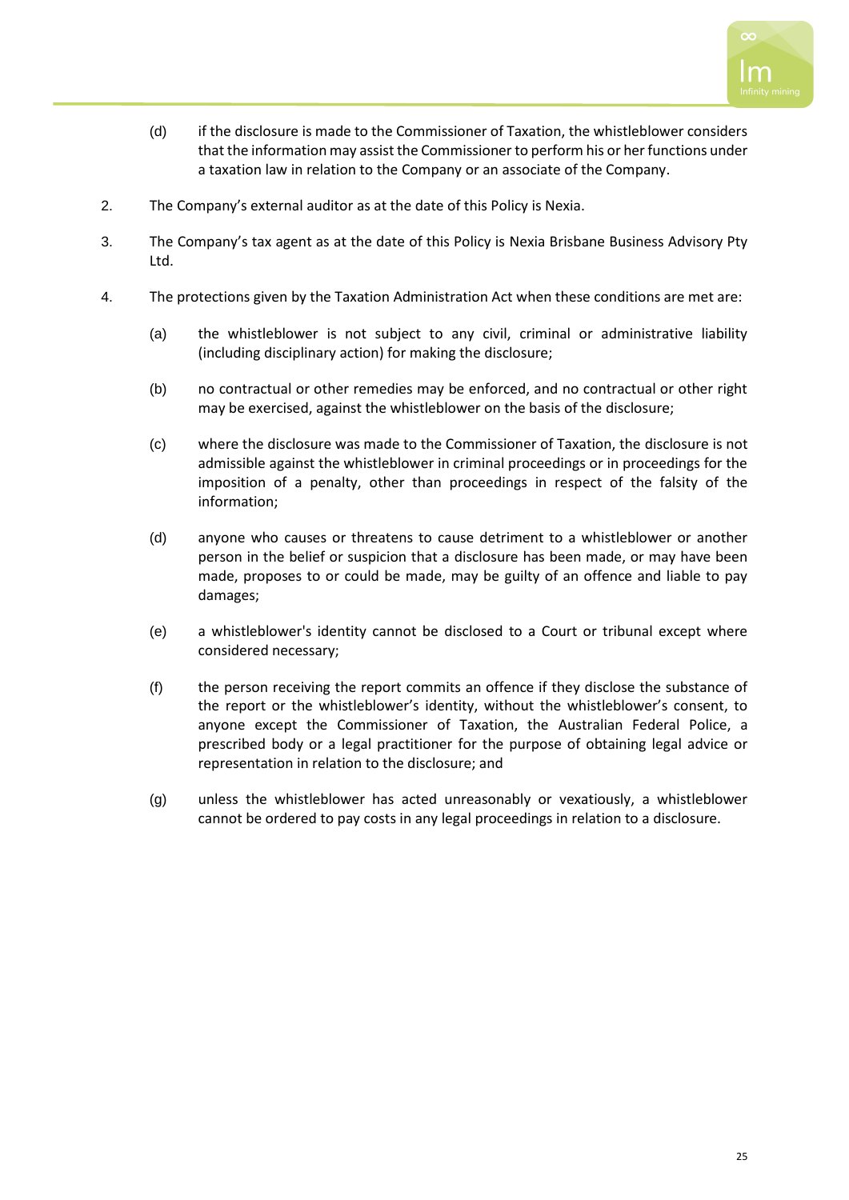(d) if the disclosure is made to the Commissioner of Taxation, the whistleblower considers that the information may assist the Commissioner to perform his or her functions under a taxation law in relation to the Company or an associate of the Company.

2. The Company's external auditor as at the date of this Policy is Nexia.

3. The Company's tax agent as at the date of this Policy is Nexia Brisbane Business Advisory Pty Ltd.

4. The protections given by the Taxation Administration Act when these conditions are met are:

   (a) the whistleblower is not subject to any civil, criminal or administrative liability (including disciplinary action) for making the disclosure;

   (b) no contractual or other remedies may be enforced, and no contractual or other right may be exercised, against the whistleblower on the basis of the disclosure;

   (c) where the disclosure was made to the Commissioner of Taxation, the disclosure is not admissible against the whistleblower in criminal proceedings or in proceedings for the imposition of a penalty, other than proceedings in respect of the falsity of the information;

   (d) anyone who causes or threatens to cause detriment to a whistleblower or another person in the belief or suspicion that a disclosure has been made, or may have been made, proposes to or could be made, may be guilty of an offence and liable to pay damages;

   (e) a whistleblower's identity cannot be disclosed to a Court or tribunal except where considered necessary;

   (f) the person receiving the report commits an offence if they disclose the substance of the report or the whistleblower's identity, without the whistleblower's consent, to anyone except the Commissioner of Taxation, the Australian Federal Police, a prescribed body or a legal practitioner for the purpose of obtaining legal advice or representation in relation to the disclosure; and

   (g) unless the whistleblower has acted unreasonably or vexatiously, a whistleblower cannot be ordered to pay costs in any legal proceedings in relation to a disclosure.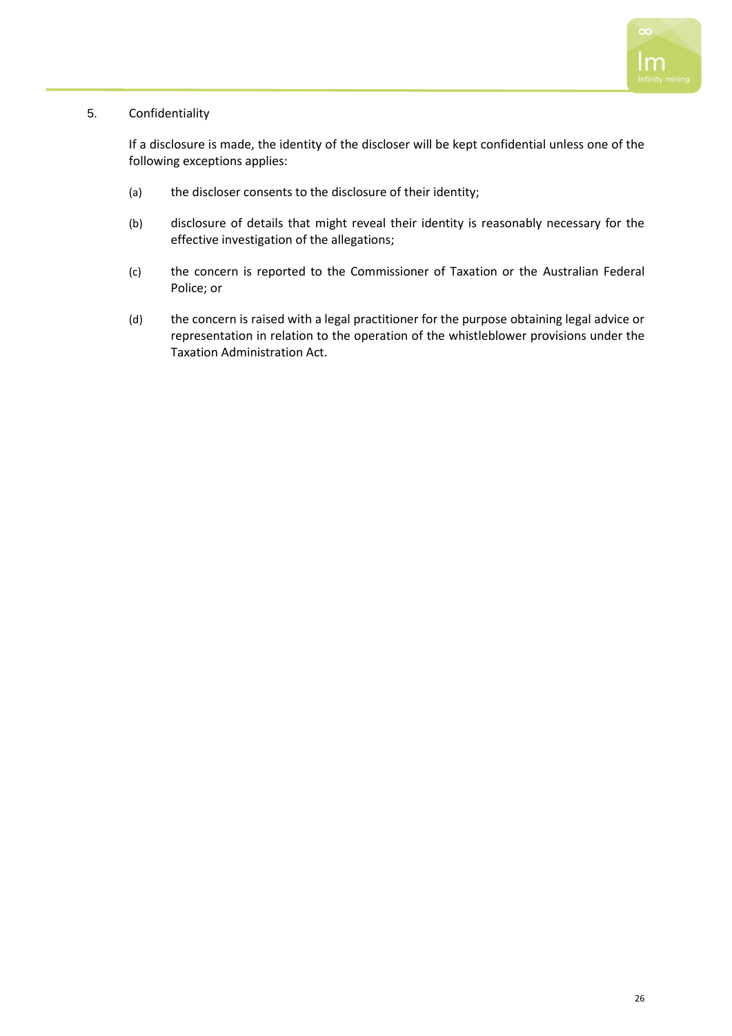## 5. Confidentiality

If a disclosure is made, the identity of the discloser will be kept confidential unless one of the following exceptions applies:

(a) the discloser consents to the disclosure of their identity;

(b) disclosure of details that might reveal their identity is reasonably necessary for the effective investigation of the allegations;

(c) the concern is reported to the Commissioner of Taxation or the Australian Federal Police; or

(d) the concern is raised with a legal practitioner for the purpose obtaining legal advice or representation in relation to the operation of the whistleblower provisions under the Taxation Administration Act.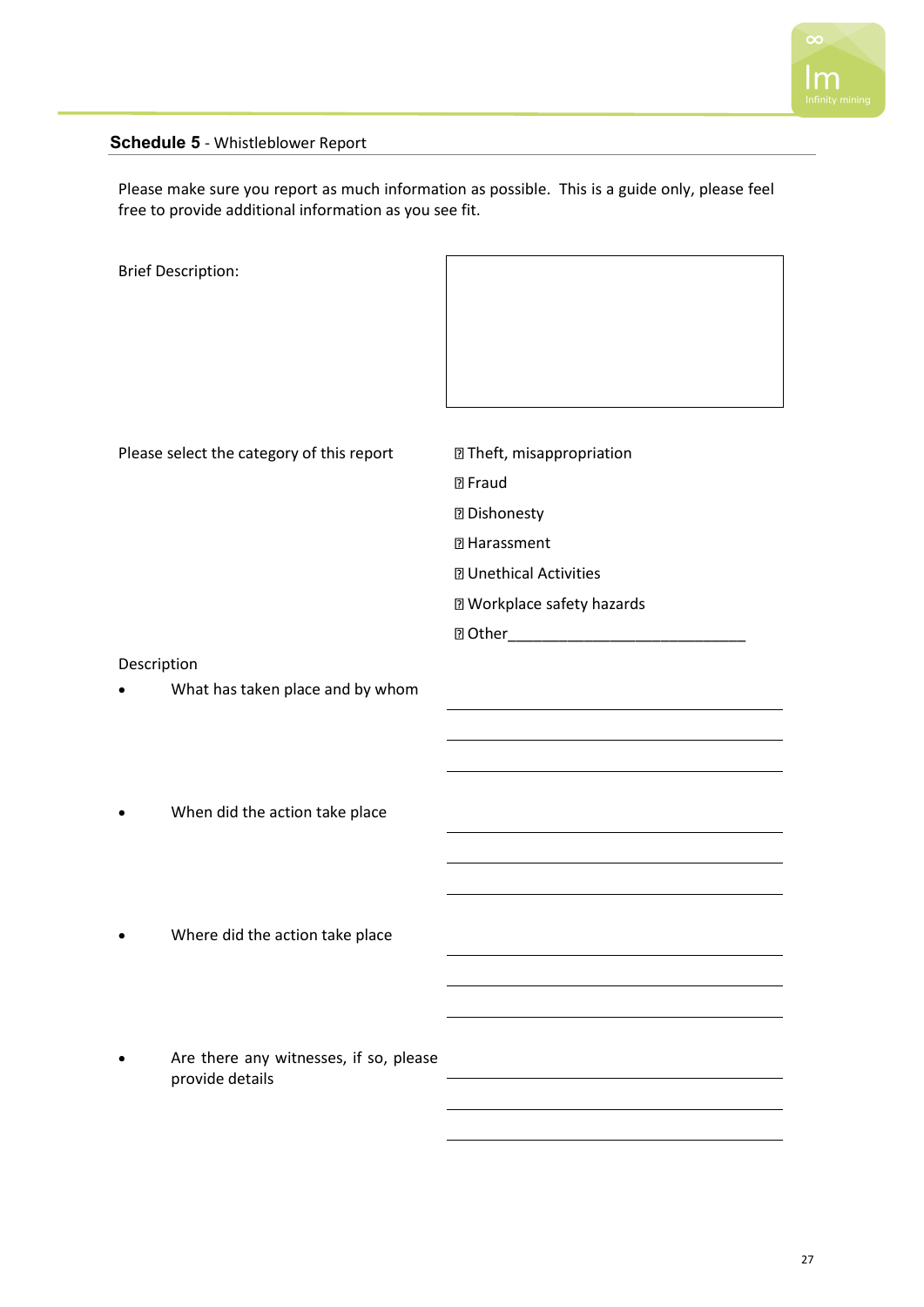**Schedule 5** - Whistleblower Report

Please make sure you report as much information as possible. This is a guide only, please feel free to provide additional information as you see fit.

Brief Description:

Please select the category of this report

- ☐ Theft, misappropriation
- ☐ Fraud
- ☐ Dishonesty
- ☐ Harassment
- ☐ Unethical Activities
- ☐ Workplace safety hazards
- ☐ Other_____________________________

Description

- What has taken place and by whom

  ______________________________
  ______________________________
  ______________________________

- When did the action take place

  ______________________________
  ______________________________
  ______________________________

- Where did the action take place

  ______________________________
  ______________________________
  ______________________________

- Are there any witnesses, if so, please provide details

  ______________________________
  ______________________________
  ______________________________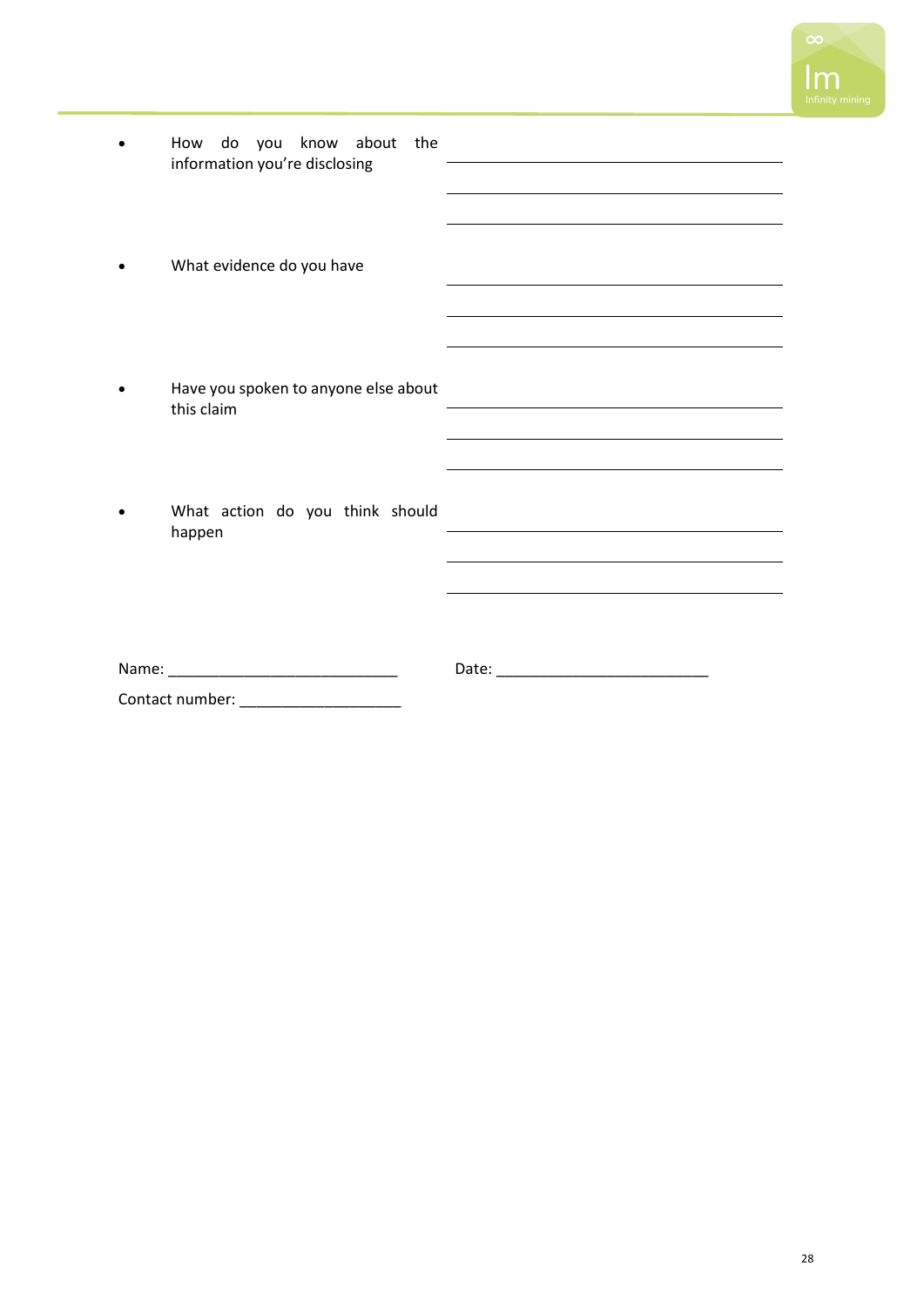- How do you know about the information you're disclosing

  ______________________________________________

  ______________________________________________

  ______________________________________________

- What evidence do you have

  ______________________________________________

  ______________________________________________

  ______________________________________________

- Have you spoken to anyone else about this claim

  ______________________________________________

  ______________________________________________

  ______________________________________________

- What action do you think should happen

  ______________________________________________

  ______________________________________________

  ______________________________________________

Name: ___________________________ Date: _________________________

Contact number: ___________________